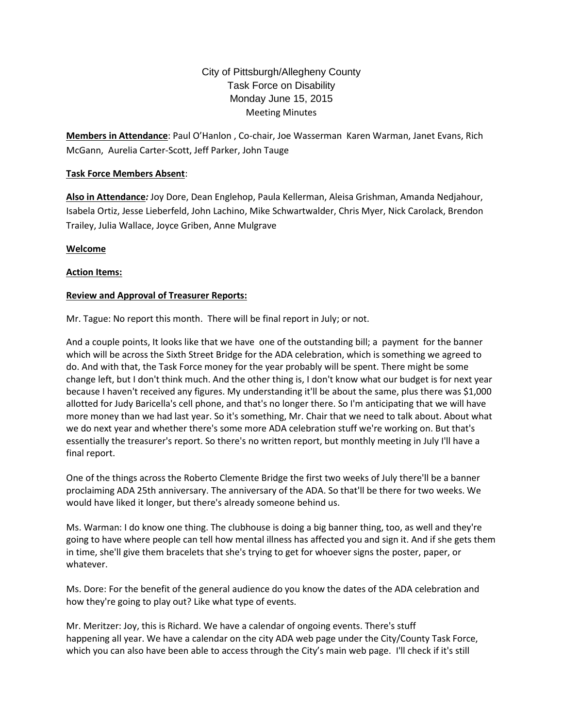City of Pittsburgh/Allegheny County
Task Force on Disability
Monday June 15, 2015
Meeting Minutes

**Members in Attendance**: Paul O'Hanlon , Co-chair, Joe Wasserman Karen Warman, Janet Evans, Rich McGann, Aurelia Carter-Scott, Jeff Parker, John Tauge

**Task Force Members Absent**:

**Also in Attendance***:* Joy Dore, Dean Englehop, Paula Kellerman, Aleisa Grishman, Amanda Nedjahour, Isabela Ortiz, Jesse Lieberfeld, John Lachino, Mike Schwartwalder, Chris Myer, Nick Carolack, Brendon Trailey, Julia Wallace, Joyce Griben, Anne Mulgrave

**Welcome**

**Action Items:**

**Review and Approval of Treasurer Reports:**

Mr. Tague: No report this month. There will be final report in July; or not.

And a couple points, It looks like that we have one of the outstanding bill; a payment for the banner which will be across the Sixth Street Bridge for the ADA celebration, which is something we agreed to do. And with that, the Task Force money for the year probably will be spent. There might be some change left, but I don't think much. And the other thing is, I don't know what our budget is for next year because I haven't received any figures. My understanding it'll be about the same, plus there was $1,000 allotted for Judy Baricella's cell phone, and that's no longer there. So I'm anticipating that we will have more money than we had last year. So it's something, Mr. Chair that we need to talk about. About what we do next year and whether there's some more ADA celebration stuff we're working on. But that's essentially the treasurer's report. So there's no written report, but monthly meeting in July I'll have a final report.

One of the things across the Roberto Clemente Bridge the first two weeks of July there'll be a banner proclaiming ADA 25th anniversary. The anniversary of the ADA. So that'll be there for two weeks. We would have liked it longer, but there's already someone behind us.

Ms. Warman: I do know one thing. The clubhouse is doing a big banner thing, too, as well and they're going to have where people can tell how mental illness has affected you and sign it. And if she gets them in time, she'll give them bracelets that she's trying to get for whoever signs the poster, paper, or whatever.

Ms. Dore: For the benefit of the general audience do you know the dates of the ADA celebration and how they're going to play out? Like what type of events.

Mr. Meritzer: Joy, this is Richard. We have a calendar of ongoing events. There's stuff happening all year. We have a calendar on the city ADA web page under the City/County Task Force, which you can also have been able to access through the City's main web page. I'll check if it's still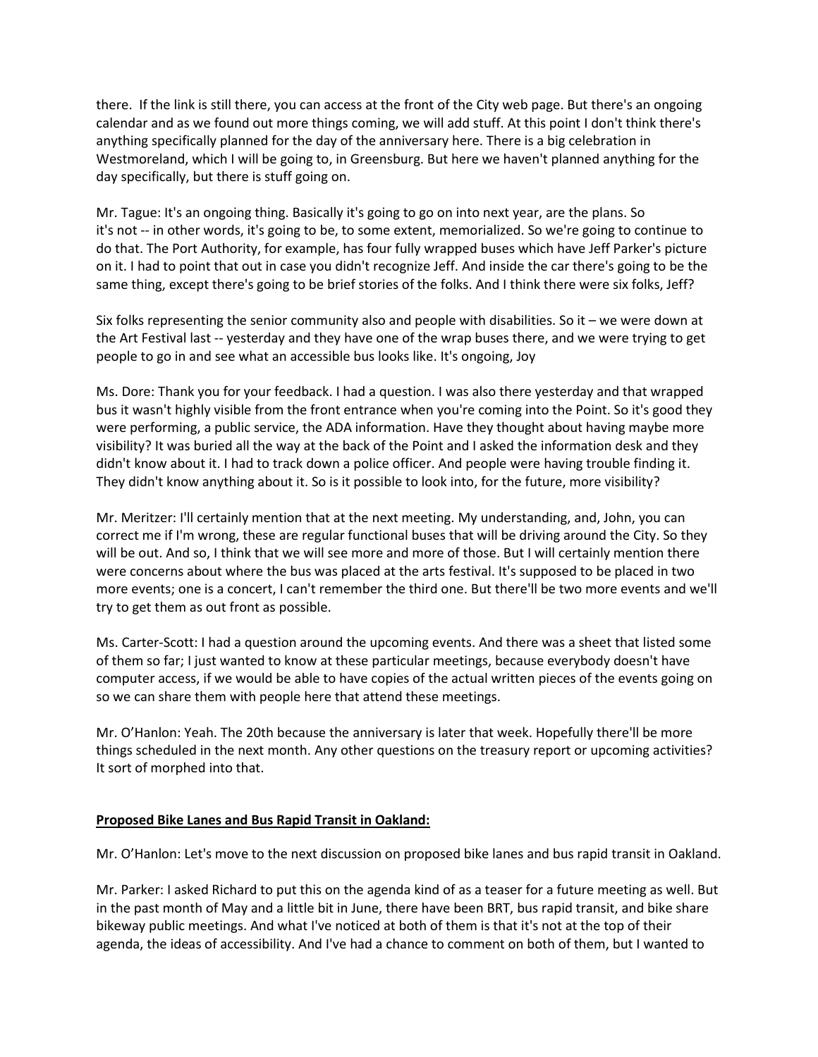there. If the link is still there, you can access at the front of the City web page. But there's an ongoing calendar and as we found out more things coming, we will add stuff. At this point I don't think there's anything specifically planned for the day of the anniversary here. There is a big celebration in Westmoreland, which I will be going to, in Greensburg. But here we haven't planned anything for the day specifically, but there is stuff going on.

Mr. Tague: It's an ongoing thing. Basically it's going to go on into next year, are the plans. So it's not -- in other words, it's going to be, to some extent, memorialized. So we're going to continue to do that. The Port Authority, for example, has four fully wrapped buses which have Jeff Parker's picture on it. I had to point that out in case you didn't recognize Jeff. And inside the car there's going to be the same thing, except there's going to be brief stories of the folks. And I think there were six folks, Jeff?

Six folks representing the senior community also and people with disabilities. So it – we were down at the Art Festival last -- yesterday and they have one of the wrap buses there, and we were trying to get people to go in and see what an accessible bus looks like. It's ongoing, Joy

Ms. Dore: Thank you for your feedback. I had a question. I was also there yesterday and that wrapped bus it wasn't highly visible from the front entrance when you're coming into the Point. So it's good they were performing, a public service, the ADA information. Have they thought about having maybe more visibility? It was buried all the way at the back of the Point and I asked the information desk and they didn't know about it. I had to track down a police officer. And people were having trouble finding it. They didn't know anything about it. So is it possible to look into, for the future, more visibility?

Mr. Meritzer: I'll certainly mention that at the next meeting. My understanding, and, John, you can correct me if I'm wrong, these are regular functional buses that will be driving around the City. So they will be out. And so, I think that we will see more and more of those. But I will certainly mention there were concerns about where the bus was placed at the arts festival. It's supposed to be placed in two more events; one is a concert, I can't remember the third one. But there'll be two more events and we'll try to get them as out front as possible.

Ms. Carter-Scott: I had a question around the upcoming events. And there was a sheet that listed some of them so far; I just wanted to know at these particular meetings, because everybody doesn't have computer access, if we would be able to have copies of the actual written pieces of the events going on so we can share them with people here that attend these meetings.

Mr. O'Hanlon: Yeah. The 20th because the anniversary is later that week. Hopefully there'll be more things scheduled in the next month. Any other questions on the treasury report or upcoming activities? It sort of morphed into that.

**Proposed Bike Lanes and Bus Rapid Transit in Oakland:**

Mr. O'Hanlon: Let's move to the next discussion on proposed bike lanes and bus rapid transit in Oakland.

Mr. Parker: I asked Richard to put this on the agenda kind of as a teaser for a future meeting as well. But in the past month of May and a little bit in June, there have been BRT, bus rapid transit, and bike share bikeway public meetings. And what I've noticed at both of them is that it's not at the top of their agenda, the ideas of accessibility. And I've had a chance to comment on both of them, but I wanted to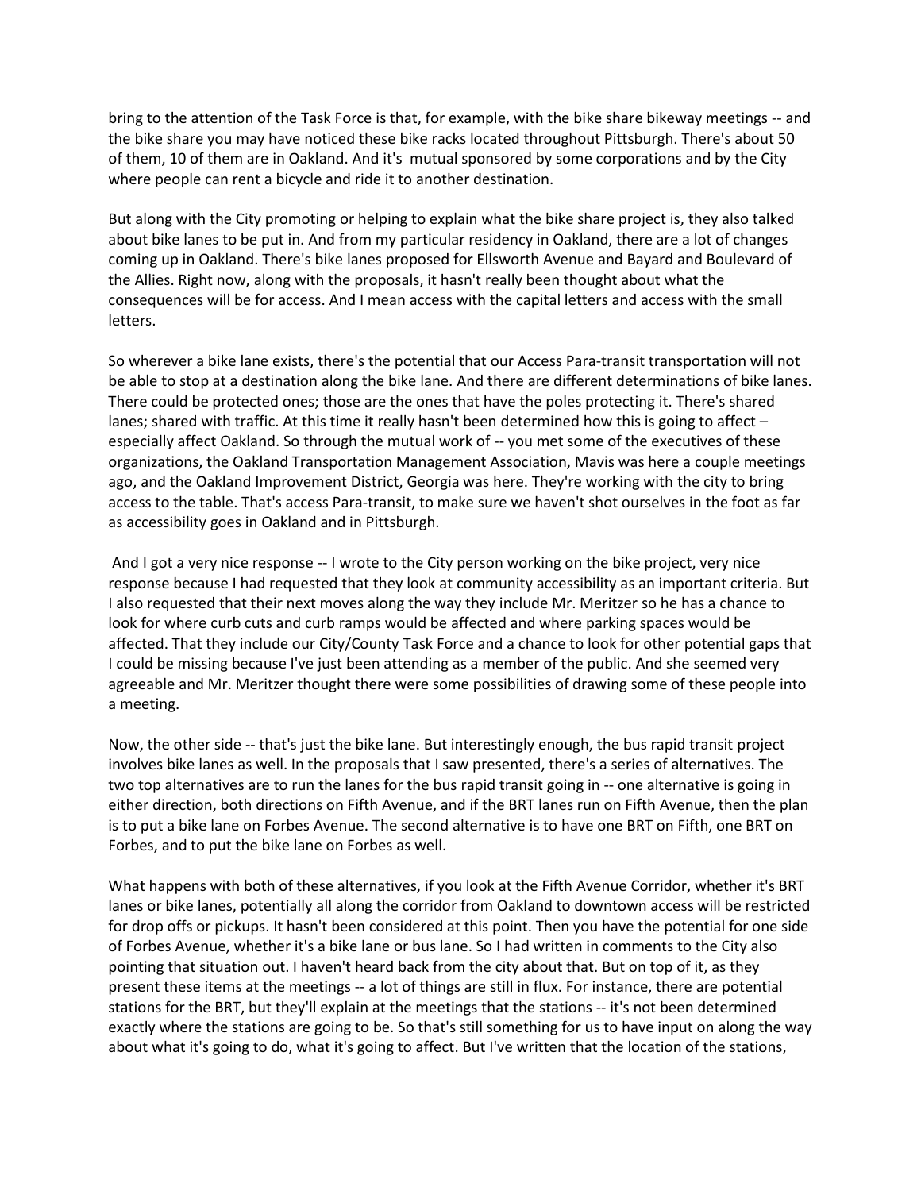bring to the attention of the Task Force is that, for example, with the bike share bikeway meetings -- and the bike share you may have noticed these bike racks located throughout Pittsburgh. There's about 50 of them, 10 of them are in Oakland. And it's mutual sponsored by some corporations and by the City where people can rent a bicycle and ride it to another destination.

But along with the City promoting or helping to explain what the bike share project is, they also talked about bike lanes to be put in. And from my particular residency in Oakland, there are a lot of changes coming up in Oakland. There's bike lanes proposed for Ellsworth Avenue and Bayard and Boulevard of the Allies. Right now, along with the proposals, it hasn't really been thought about what the consequences will be for access. And I mean access with the capital letters and access with the small letters.

So wherever a bike lane exists, there's the potential that our Access Para-transit transportation will not be able to stop at a destination along the bike lane. And there are different determinations of bike lanes. There could be protected ones; those are the ones that have the poles protecting it. There's shared lanes; shared with traffic. At this time it really hasn't been determined how this is going to affect – especially affect Oakland. So through the mutual work of -- you met some of the executives of these organizations, the Oakland Transportation Management Association, Mavis was here a couple meetings ago, and the Oakland Improvement District, Georgia was here. They're working with the city to bring access to the table. That's access Para-transit, to make sure we haven't shot ourselves in the foot as far as accessibility goes in Oakland and in Pittsburgh.

And I got a very nice response -- I wrote to the City person working on the bike project, very nice response because I had requested that they look at community accessibility as an important criteria. But I also requested that their next moves along the way they include Mr. Meritzer so he has a chance to look for where curb cuts and curb ramps would be affected and where parking spaces would be affected. That they include our City/County Task Force and a chance to look for other potential gaps that I could be missing because I've just been attending as a member of the public. And she seemed very agreeable and Mr. Meritzer thought there were some possibilities of drawing some of these people into a meeting.

Now, the other side -- that's just the bike lane. But interestingly enough, the bus rapid transit project involves bike lanes as well. In the proposals that I saw presented, there's a series of alternatives. The two top alternatives are to run the lanes for the bus rapid transit going in -- one alternative is going in either direction, both directions on Fifth Avenue, and if the BRT lanes run on Fifth Avenue, then the plan is to put a bike lane on Forbes Avenue. The second alternative is to have one BRT on Fifth, one BRT on Forbes, and to put the bike lane on Forbes as well.

What happens with both of these alternatives, if you look at the Fifth Avenue Corridor, whether it's BRT lanes or bike lanes, potentially all along the corridor from Oakland to downtown access will be restricted for drop offs or pickups. It hasn't been considered at this point. Then you have the potential for one side of Forbes Avenue, whether it's a bike lane or bus lane. So I had written in comments to the City also pointing that situation out. I haven't heard back from the city about that. But on top of it, as they present these items at the meetings -- a lot of things are still in flux. For instance, there are potential stations for the BRT, but they'll explain at the meetings that the stations -- it's not been determined exactly where the stations are going to be. So that's still something for us to have input on along the way about what it's going to do, what it's going to affect. But I've written that the location of the stations,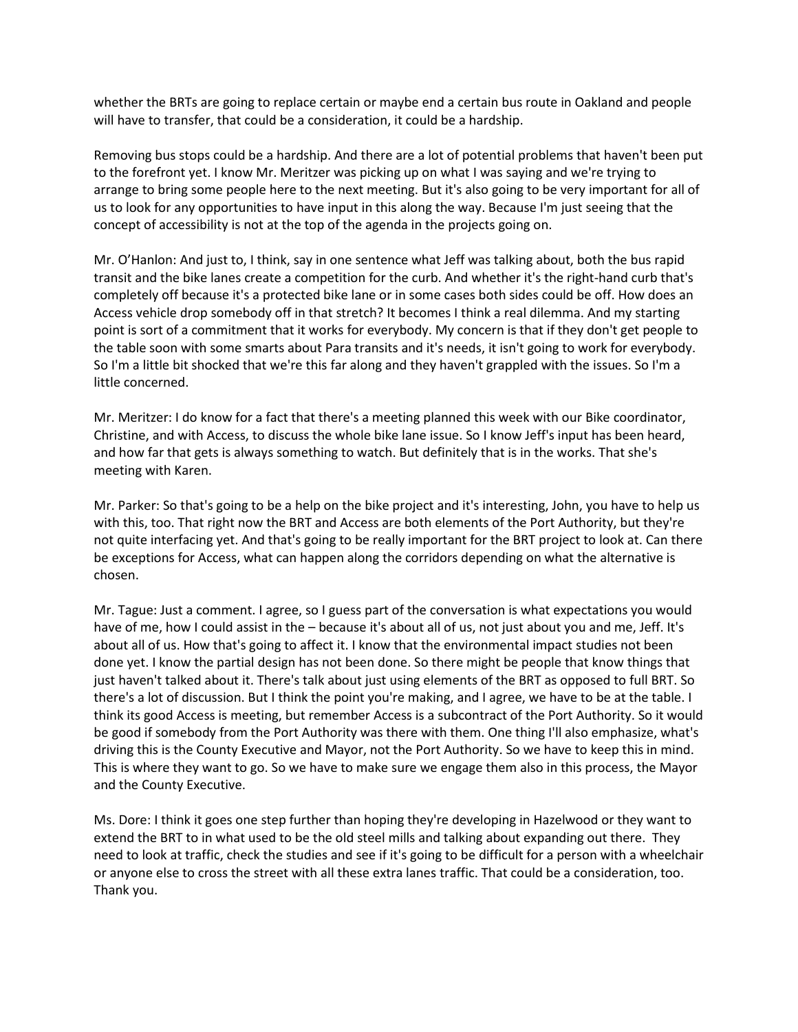whether the BRTs are going to replace certain or maybe end a certain bus route in Oakland and people will have to transfer, that could be a consideration, it could be a hardship.

Removing bus stops could be a hardship. And there are a lot of potential problems that haven't been put to the forefront yet. I know Mr. Meritzer was picking up on what I was saying and we're trying to arrange to bring some people here to the next meeting. But it's also going to be very important for all of us to look for any opportunities to have input in this along the way. Because I'm just seeing that the concept of accessibility is not at the top of the agenda in the projects going on.

Mr. O'Hanlon: And just to, I think, say in one sentence what Jeff was talking about, both the bus rapid transit and the bike lanes create a competition for the curb. And whether it's the right-hand curb that's completely off because it's a protected bike lane or in some cases both sides could be off. How does an Access vehicle drop somebody off in that stretch? It becomes I think a real dilemma. And my starting point is sort of a commitment that it works for everybody. My concern is that if they don't get people to the table soon with some smarts about Para transits and it's needs, it isn't going to work for everybody. So I'm a little bit shocked that we're this far along and they haven't grappled with the issues. So I'm a little concerned.

Mr. Meritzer: I do know for a fact that there's a meeting planned this week with our Bike coordinator, Christine, and with Access, to discuss the whole bike lane issue. So I know Jeff's input has been heard, and how far that gets is always something to watch. But definitely that is in the works. That she's meeting with Karen.

Mr. Parker: So that's going to be a help on the bike project and it's interesting, John, you have to help us with this, too. That right now the BRT and Access are both elements of the Port Authority, but they're not quite interfacing yet. And that's going to be really important for the BRT project to look at. Can there be exceptions for Access, what can happen along the corridors depending on what the alternative is chosen.

Mr. Tague: Just a comment. I agree, so I guess part of the conversation is what expectations you would have of me, how I could assist in the – because it's about all of us, not just about you and me, Jeff. It's about all of us. How that's going to affect it. I know that the environmental impact studies not been done yet. I know the partial design has not been done. So there might be people that know things that just haven't talked about it. There's talk about just using elements of the BRT as opposed to full BRT. So there's a lot of discussion. But I think the point you're making, and I agree, we have to be at the table. I think its good Access is meeting, but remember Access is a subcontract of the Port Authority. So it would be good if somebody from the Port Authority was there with them. One thing I'll also emphasize, what's driving this is the County Executive and Mayor, not the Port Authority. So we have to keep this in mind. This is where they want to go. So we have to make sure we engage them also in this process, the Mayor and the County Executive.

Ms. Dore: I think it goes one step further than hoping they're developing in Hazelwood or they want to extend the BRT to in what used to be the old steel mills and talking about expanding out there. They need to look at traffic, check the studies and see if it's going to be difficult for a person with a wheelchair or anyone else to cross the street with all these extra lanes traffic. That could be a consideration, too. Thank you.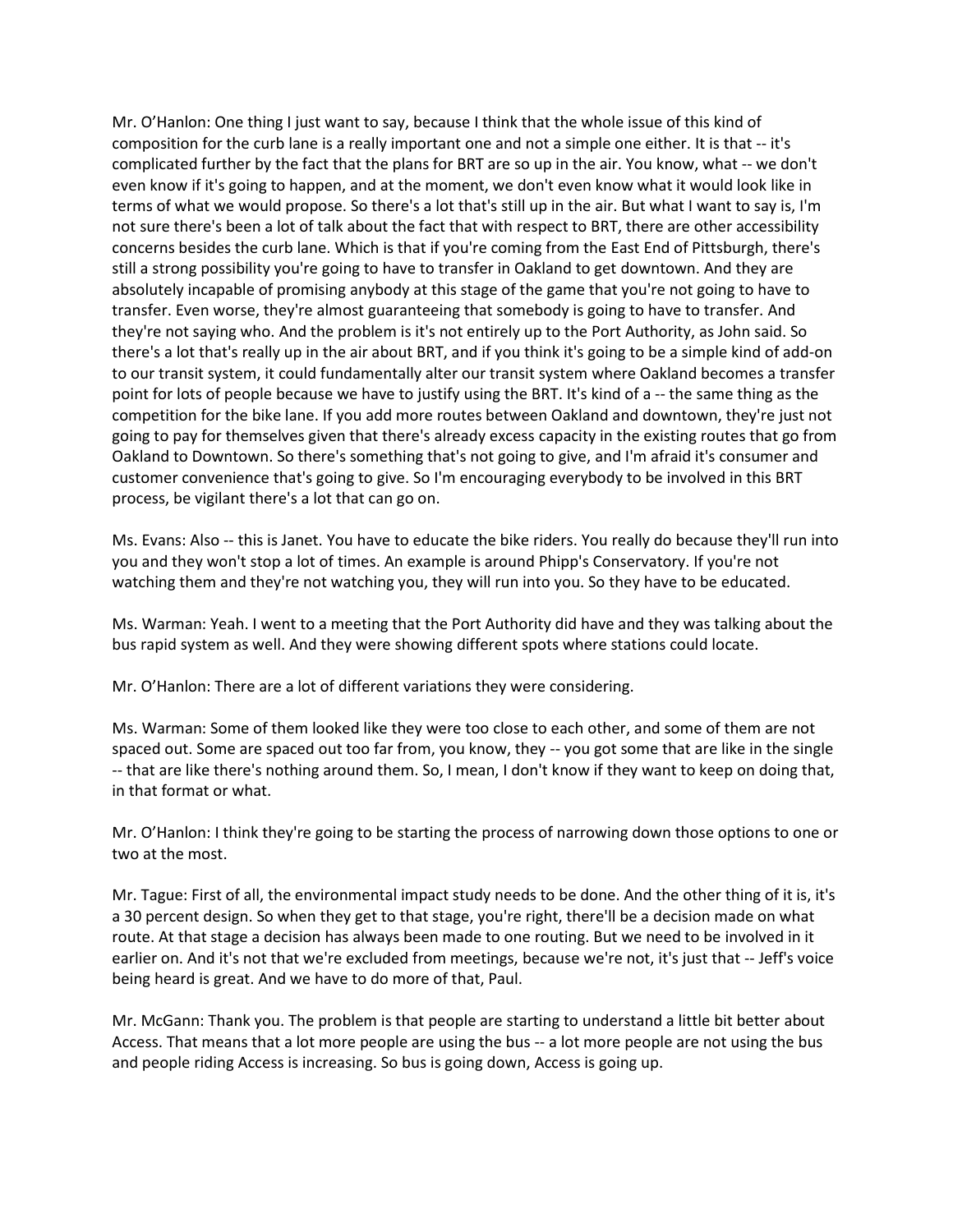Mr. O'Hanlon: One thing I just want to say, because I think that the whole issue of this kind of composition for the curb lane is a really important one and not a simple one either. It is that -- it's complicated further by the fact that the plans for BRT are so up in the air. You know, what -- we don't even know if it's going to happen, and at the moment, we don't even know what it would look like in terms of what we would propose. So there's a lot that's still up in the air. But what I want to say is, I'm not sure there's been a lot of talk about the fact that with respect to BRT, there are other accessibility concerns besides the curb lane. Which is that if you're coming from the East End of Pittsburgh, there's still a strong possibility you're going to have to transfer in Oakland to get downtown. And they are absolutely incapable of promising anybody at this stage of the game that you're not going to have to transfer. Even worse, they're almost guaranteeing that somebody is going to have to transfer. And they're not saying who. And the problem is it's not entirely up to the Port Authority, as John said. So there's a lot that's really up in the air about BRT, and if you think it's going to be a simple kind of add-on to our transit system, it could fundamentally alter our transit system where Oakland becomes a transfer point for lots of people because we have to justify using the BRT. It's kind of a -- the same thing as the competition for the bike lane. If you add more routes between Oakland and downtown, they're just not going to pay for themselves given that there's already excess capacity in the existing routes that go from Oakland to Downtown. So there's something that's not going to give, and I'm afraid it's consumer and customer convenience that's going to give. So I'm encouraging everybody to be involved in this BRT process, be vigilant there's a lot that can go on.

Ms. Evans: Also -- this is Janet. You have to educate the bike riders. You really do because they'll run into you and they won't stop a lot of times. An example is around Phipp's Conservatory. If you're not watching them and they're not watching you, they will run into you. So they have to be educated.

Ms. Warman: Yeah. I went to a meeting that the Port Authority did have and they was talking about the bus rapid system as well. And they were showing different spots where stations could locate.

Mr. O'Hanlon: There are a lot of different variations they were considering.

Ms. Warman: Some of them looked like they were too close to each other, and some of them are not spaced out. Some are spaced out too far from, you know, they -- you got some that are like in the single -- that are like there's nothing around them. So, I mean, I don't know if they want to keep on doing that, in that format or what.

Mr. O'Hanlon: I think they're going to be starting the process of narrowing down those options to one or two at the most.

Mr. Tague: First of all, the environmental impact study needs to be done. And the other thing of it is, it's a 30 percent design. So when they get to that stage, you're right, there'll be a decision made on what route. At that stage a decision has always been made to one routing. But we need to be involved in it earlier on. And it's not that we're excluded from meetings, because we're not, it's just that -- Jeff's voice being heard is great. And we have to do more of that, Paul.

Mr. McGann: Thank you. The problem is that people are starting to understand a little bit better about Access. That means that a lot more people are using the bus -- a lot more people are not using the bus and people riding Access is increasing. So bus is going down, Access is going up.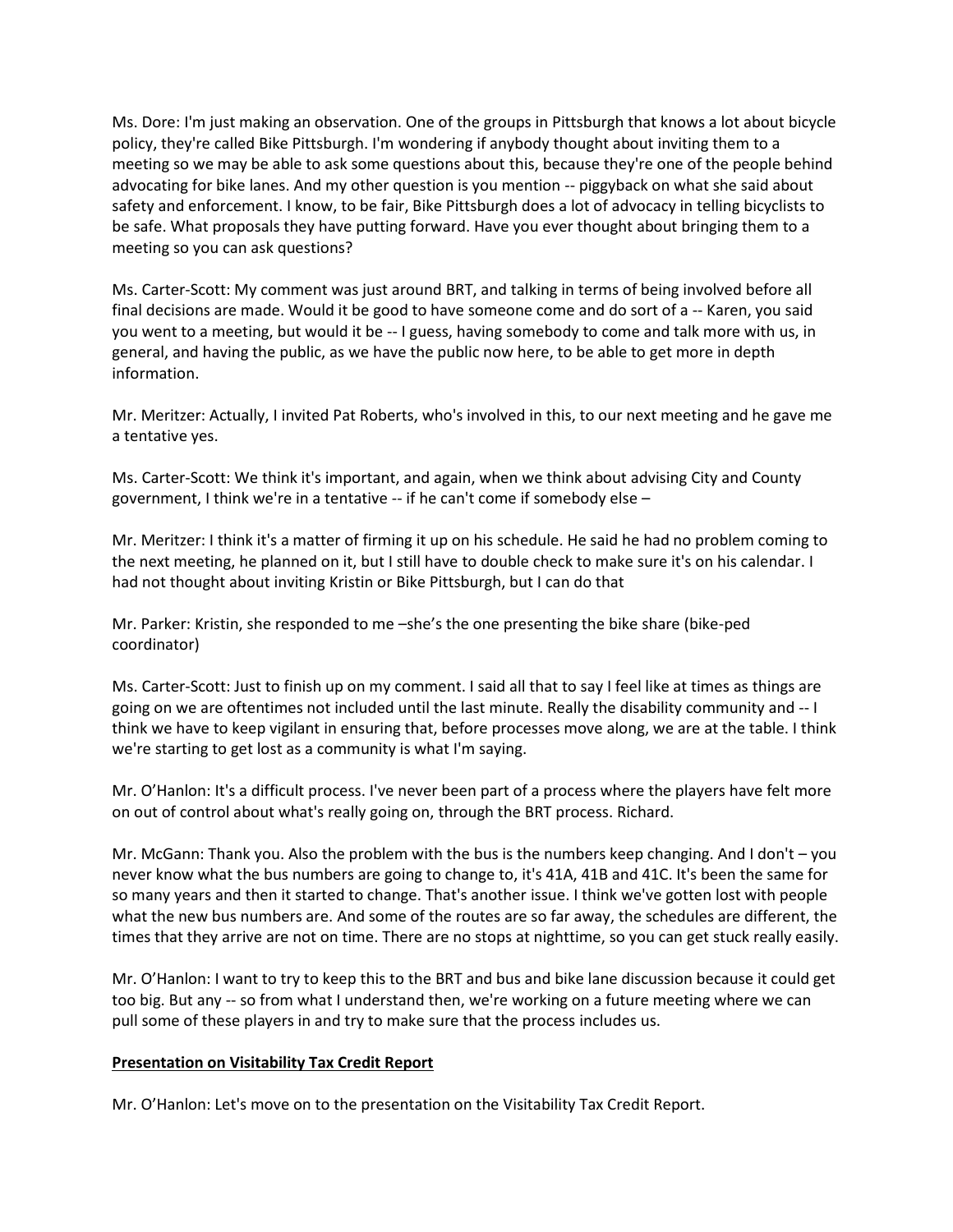Ms. Dore: I'm just making an observation. One of the groups in Pittsburgh that knows a lot about bicycle policy, they're called Bike Pittsburgh. I'm wondering if anybody thought about inviting them to a meeting so we may be able to ask some questions about this, because they're one of the people behind advocating for bike lanes. And my other question is you mention -- piggyback on what she said about safety and enforcement. I know, to be fair, Bike Pittsburgh does a lot of advocacy in telling bicyclists to be safe. What proposals they have putting forward. Have you ever thought about bringing them to a meeting so you can ask questions?

Ms. Carter-Scott: My comment was just around BRT, and talking in terms of being involved before all final decisions are made. Would it be good to have someone come and do sort of a -- Karen, you said you went to a meeting, but would it be -- I guess, having somebody to come and talk more with us, in general, and having the public, as we have the public now here, to be able to get more in depth information.

Mr. Meritzer: Actually, I invited Pat Roberts, who's involved in this, to our next meeting and he gave me a tentative yes.

Ms. Carter-Scott: We think it's important, and again, when we think about advising City and County government, I think we're in a tentative -- if he can't come if somebody else –

Mr. Meritzer: I think it's a matter of firming it up on his schedule. He said he had no problem coming to the next meeting, he planned on it, but I still have to double check to make sure it's on his calendar. I had not thought about inviting Kristin or Bike Pittsburgh, but I can do that

Mr. Parker: Kristin, she responded to me –she's the one presenting the bike share (bike-ped coordinator)

Ms. Carter-Scott: Just to finish up on my comment. I said all that to say I feel like at times as things are going on we are oftentimes not included until the last minute. Really the disability community and -- I think we have to keep vigilant in ensuring that, before processes move along, we are at the table. I think we're starting to get lost as a community is what I'm saying.

Mr. O'Hanlon: It's a difficult process. I've never been part of a process where the players have felt more on out of control about what's really going on, through the BRT process. Richard.

Mr. McGann: Thank you. Also the problem with the bus is the numbers keep changing. And I don't – you never know what the bus numbers are going to change to, it's 41A, 41B and 41C. It's been the same for so many years and then it started to change. That's another issue. I think we've gotten lost with people what the new bus numbers are. And some of the routes are so far away, the schedules are different, the times that they arrive are not on time. There are no stops at nighttime, so you can get stuck really easily.

Mr. O'Hanlon: I want to try to keep this to the BRT and bus and bike lane discussion because it could get too big. But any -- so from what I understand then, we're working on a future meeting where we can pull some of these players in and try to make sure that the process includes us.

**Presentation on Visitability Tax Credit Report**

Mr. O'Hanlon: Let's move on to the presentation on the Visitability Tax Credit Report.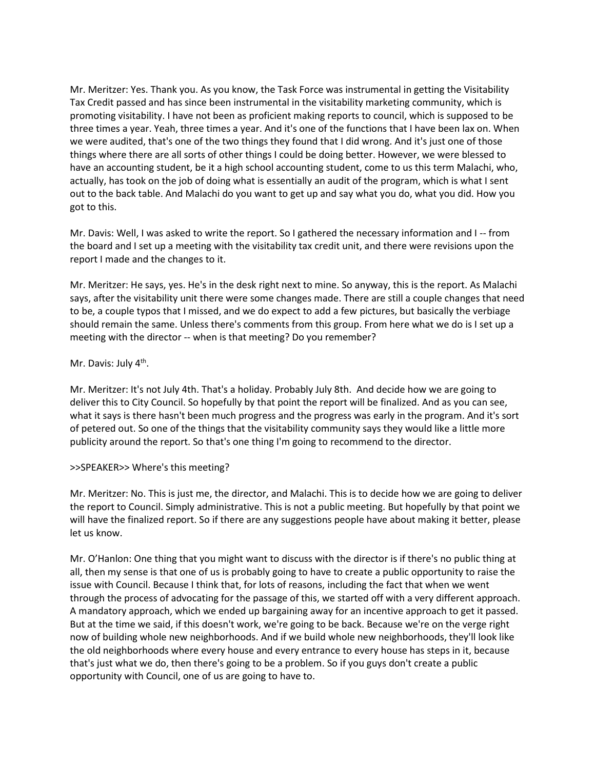Mr. Meritzer: Yes. Thank you. As you know, the Task Force was instrumental in getting the Visitability Tax Credit passed and has since been instrumental in the visitability marketing community, which is promoting visitability. I have not been as proficient making reports to council, which is supposed to be three times a year. Yeah, three times a year. And it's one of the functions that I have been lax on. When we were audited, that's one of the two things they found that I did wrong. And it's just one of those things where there are all sorts of other things I could be doing better. However, we were blessed to have an accounting student, be it a high school accounting student, come to us this term Malachi, who, actually, has took on the job of doing what is essentially an audit of the program, which is what I sent out to the back table. And Malachi do you want to get up and say what you do, what you did. How you got to this.

Mr. Davis: Well, I was asked to write the report. So I gathered the necessary information and I -- from the board and I set up a meeting with the visitability tax credit unit, and there were revisions upon the report I made and the changes to it.

Mr. Meritzer: He says, yes. He's in the desk right next to mine. So anyway, this is the report. As Malachi says, after the visitability unit there were some changes made. There are still a couple changes that need to be, a couple typos that I missed, and we do expect to add a few pictures, but basically the verbiage should remain the same. Unless there's comments from this group. From here what we do is I set up a meeting with the director -- when is that meeting? Do you remember?

Mr. Davis: July 4th.

Mr. Meritzer: It's not July 4th. That's a holiday. Probably July 8th. And decide how we are going to deliver this to City Council. So hopefully by that point the report will be finalized. And as you can see, what it says is there hasn't been much progress and the progress was early in the program. And it's sort of petered out. So one of the things that the visitability community says they would like a little more publicity around the report. So that's one thing I'm going to recommend to the director.

>>SPEAKER>> Where's this meeting?

Mr. Meritzer: No. This is just me, the director, and Malachi. This is to decide how we are going to deliver the report to Council. Simply administrative. This is not a public meeting. But hopefully by that point we will have the finalized report. So if there are any suggestions people have about making it better, please let us know.

Mr. O'Hanlon: One thing that you might want to discuss with the director is if there's no public thing at all, then my sense is that one of us is probably going to have to create a public opportunity to raise the issue with Council. Because I think that, for lots of reasons, including the fact that when we went through the process of advocating for the passage of this, we started off with a very different approach. A mandatory approach, which we ended up bargaining away for an incentive approach to get it passed. But at the time we said, if this doesn't work, we're going to be back. Because we're on the verge right now of building whole new neighborhoods. And if we build whole new neighborhoods, they'll look like the old neighborhoods where every house and every entrance to every house has steps in it, because that's just what we do, then there's going to be a problem. So if you guys don't create a public opportunity with Council, one of us are going to have to.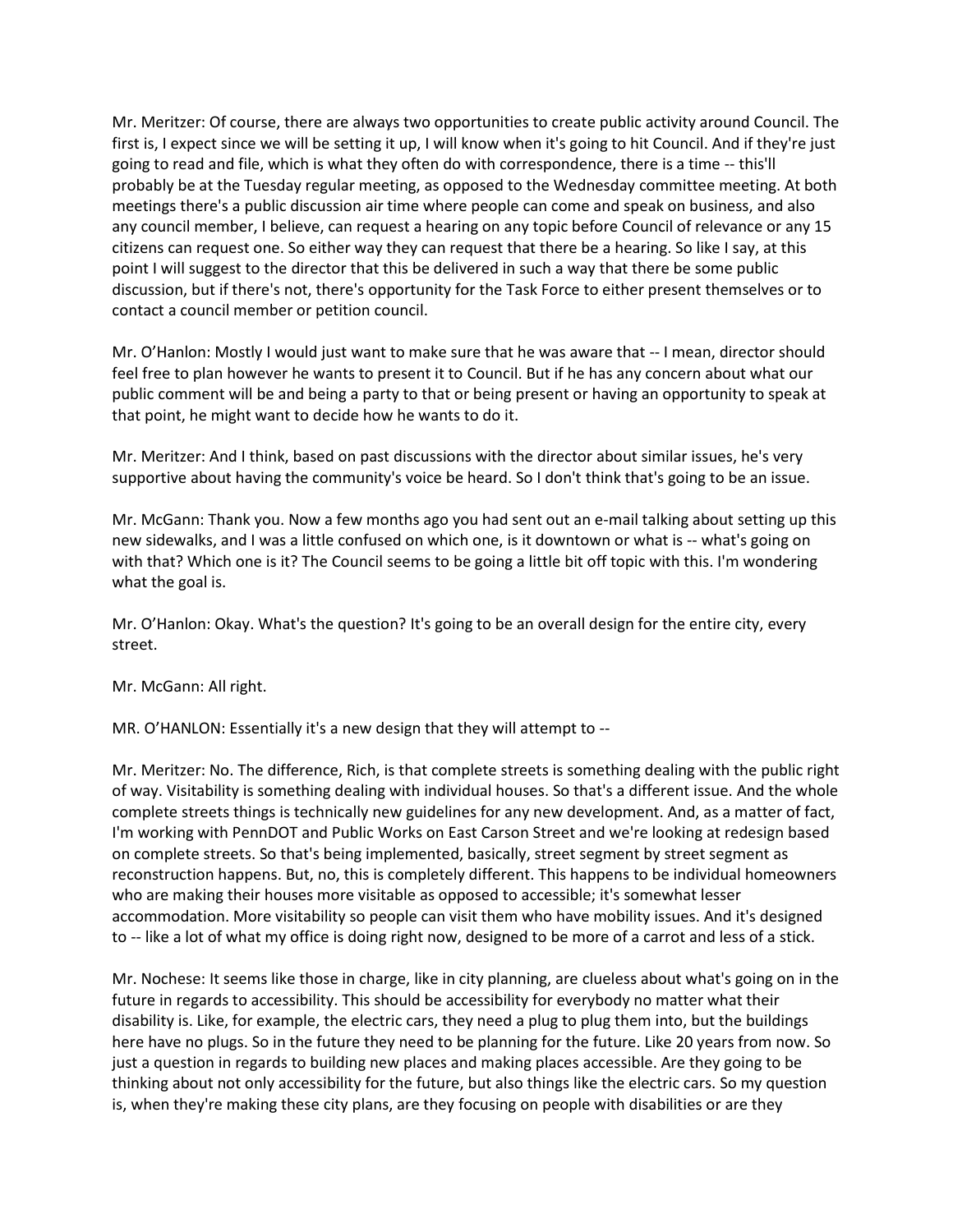Mr. Meritzer: Of course, there are always two opportunities to create public activity around Council. The first is, I expect since we will be setting it up, I will know when it's going to hit Council. And if they're just going to read and file, which is what they often do with correspondence, there is a time -- this'll probably be at the Tuesday regular meeting, as opposed to the Wednesday committee meeting. At both meetings there's a public discussion air time where people can come and speak on business, and also any council member, I believe, can request a hearing on any topic before Council of relevance or any 15 citizens can request one. So either way they can request that there be a hearing. So like I say, at this point I will suggest to the director that this be delivered in such a way that there be some public discussion, but if there's not, there's opportunity for the Task Force to either present themselves or to contact a council member or petition council.

Mr. O'Hanlon: Mostly I would just want to make sure that he was aware that -- I mean, director should feel free to plan however he wants to present it to Council. But if he has any concern about what our public comment will be and being a party to that or being present or having an opportunity to speak at that point, he might want to decide how he wants to do it.

Mr. Meritzer: And I think, based on past discussions with the director about similar issues, he's very supportive about having the community's voice be heard. So I don't think that's going to be an issue.

Mr. McGann: Thank you. Now a few months ago you had sent out an e-mail talking about setting up this new sidewalks, and I was a little confused on which one, is it downtown or what is -- what's going on with that? Which one is it? The Council seems to be going a little bit off topic with this. I'm wondering what the goal is.

Mr. O'Hanlon: Okay. What's the question? It's going to be an overall design for the entire city, every street.

Mr. McGann: All right.

MR. O'HANLON: Essentially it's a new design that they will attempt to --

Mr. Meritzer: No. The difference, Rich, is that complete streets is something dealing with the public right of way. Visitability is something dealing with individual houses. So that's a different issue. And the whole complete streets things is technically new guidelines for any new development. And, as a matter of fact, I'm working with PennDOT and Public Works on East Carson Street and we're looking at redesign based on complete streets. So that's being implemented, basically, street segment by street segment as reconstruction happens. But, no, this is completely different. This happens to be individual homeowners who are making their houses more visitable as opposed to accessible; it's somewhat lesser accommodation. More visitability so people can visit them who have mobility issues. And it's designed to -- like a lot of what my office is doing right now, designed to be more of a carrot and less of a stick.

Mr. Nochese: It seems like those in charge, like in city planning, are clueless about what's going on in the future in regards to accessibility. This should be accessibility for everybody no matter what their disability is. Like, for example, the electric cars, they need a plug to plug them into, but the buildings here have no plugs. So in the future they need to be planning for the future. Like 20 years from now. So just a question in regards to building new places and making places accessible. Are they going to be thinking about not only accessibility for the future, but also things like the electric cars. So my question is, when they're making these city plans, are they focusing on people with disabilities or are they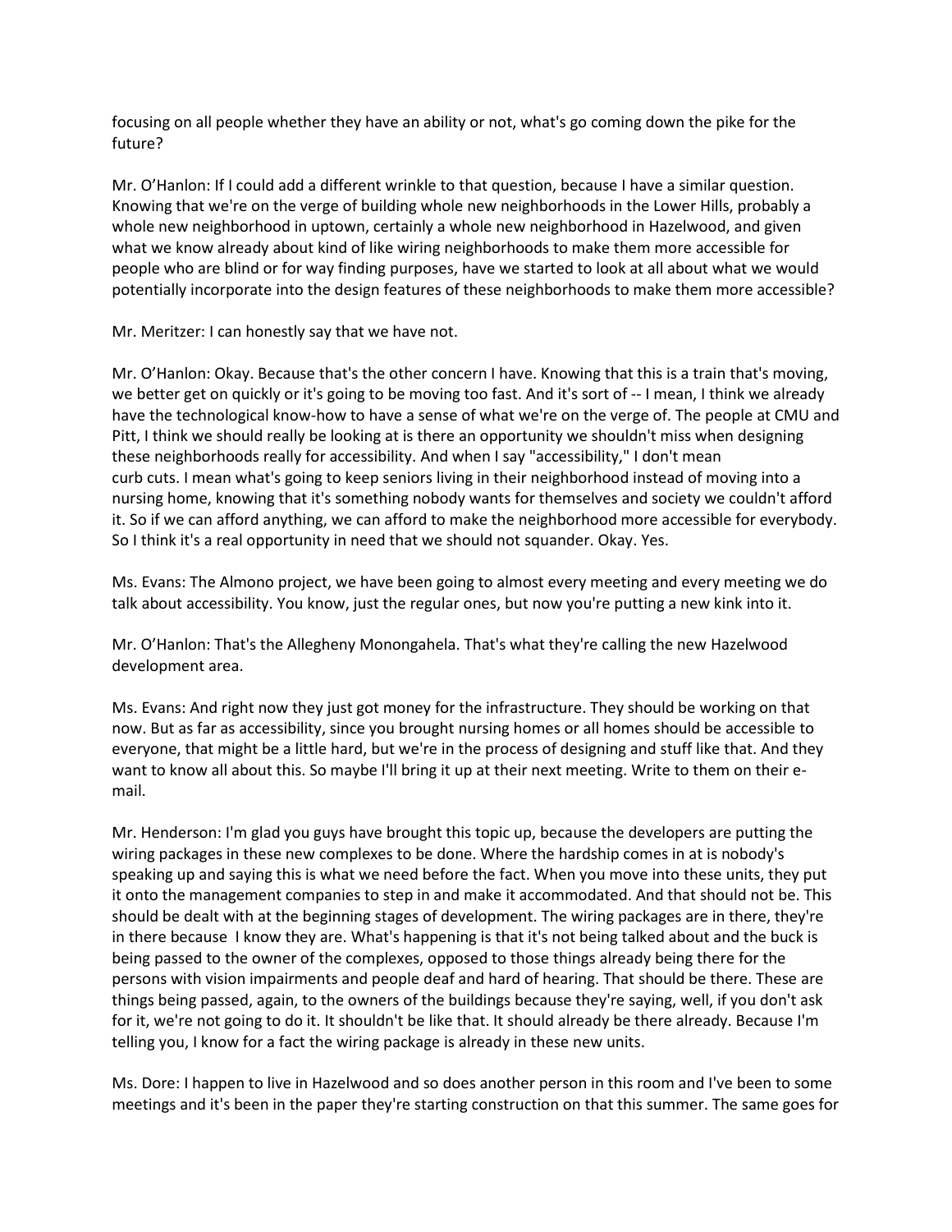focusing on all people whether they have an ability or not, what's go coming down the pike for the future?

Mr. O'Hanlon: If I could add a different wrinkle to that question, because I have a similar question. Knowing that we're on the verge of building whole new neighborhoods in the Lower Hills, probably a whole new neighborhood in uptown, certainly a whole new neighborhood in Hazelwood, and given what we know already about kind of like wiring neighborhoods to make them more accessible for people who are blind or for way finding purposes, have we started to look at all about what we would potentially incorporate into the design features of these neighborhoods to make them more accessible?

Mr. Meritzer: I can honestly say that we have not.

Mr. O'Hanlon: Okay. Because that's the other concern I have. Knowing that this is a train that's moving, we better get on quickly or it's going to be moving too fast. And it's sort of -- I mean, I think we already have the technological know-how to have a sense of what we're on the verge of. The people at CMU and Pitt, I think we should really be looking at is there an opportunity we shouldn't miss when designing these neighborhoods really for accessibility. And when I say "accessibility," I don't mean curb cuts. I mean what's going to keep seniors living in their neighborhood instead of moving into a nursing home, knowing that it's something nobody wants for themselves and society we couldn't afford it. So if we can afford anything, we can afford to make the neighborhood more accessible for everybody. So I think it's a real opportunity in need that we should not squander. Okay. Yes.

Ms. Evans: The Almono project, we have been going to almost every meeting and every meeting we do talk about accessibility. You know, just the regular ones, but now you're putting a new kink into it.

Mr. O'Hanlon: That's the Allegheny Monongahela. That's what they're calling the new Hazelwood development area.

Ms. Evans: And right now they just got money for the infrastructure. They should be working on that now. But as far as accessibility, since you brought nursing homes or all homes should be accessible to everyone, that might be a little hard, but we're in the process of designing and stuff like that. And they want to know all about this. So maybe I'll bring it up at their next meeting. Write to them on their e-mail.

Mr. Henderson: I'm glad you guys have brought this topic up, because the developers are putting the wiring packages in these new complexes to be done. Where the hardship comes in at is nobody's speaking up and saying this is what we need before the fact. When you move into these units, they put it onto the management companies to step in and make it accommodated. And that should not be. This should be dealt with at the beginning stages of development. The wiring packages are in there, they're in there because I know they are. What's happening is that it's not being talked about and the buck is being passed to the owner of the complexes, opposed to those things already being there for the persons with vision impairments and people deaf and hard of hearing. That should be there. These are things being passed, again, to the owners of the buildings because they're saying, well, if you don't ask for it, we're not going to do it. It shouldn't be like that. It should already be there already. Because I'm telling you, I know for a fact the wiring package is already in these new units.

Ms. Dore: I happen to live in Hazelwood and so does another person in this room and I've been to some meetings and it's been in the paper they're starting construction on that this summer. The same goes for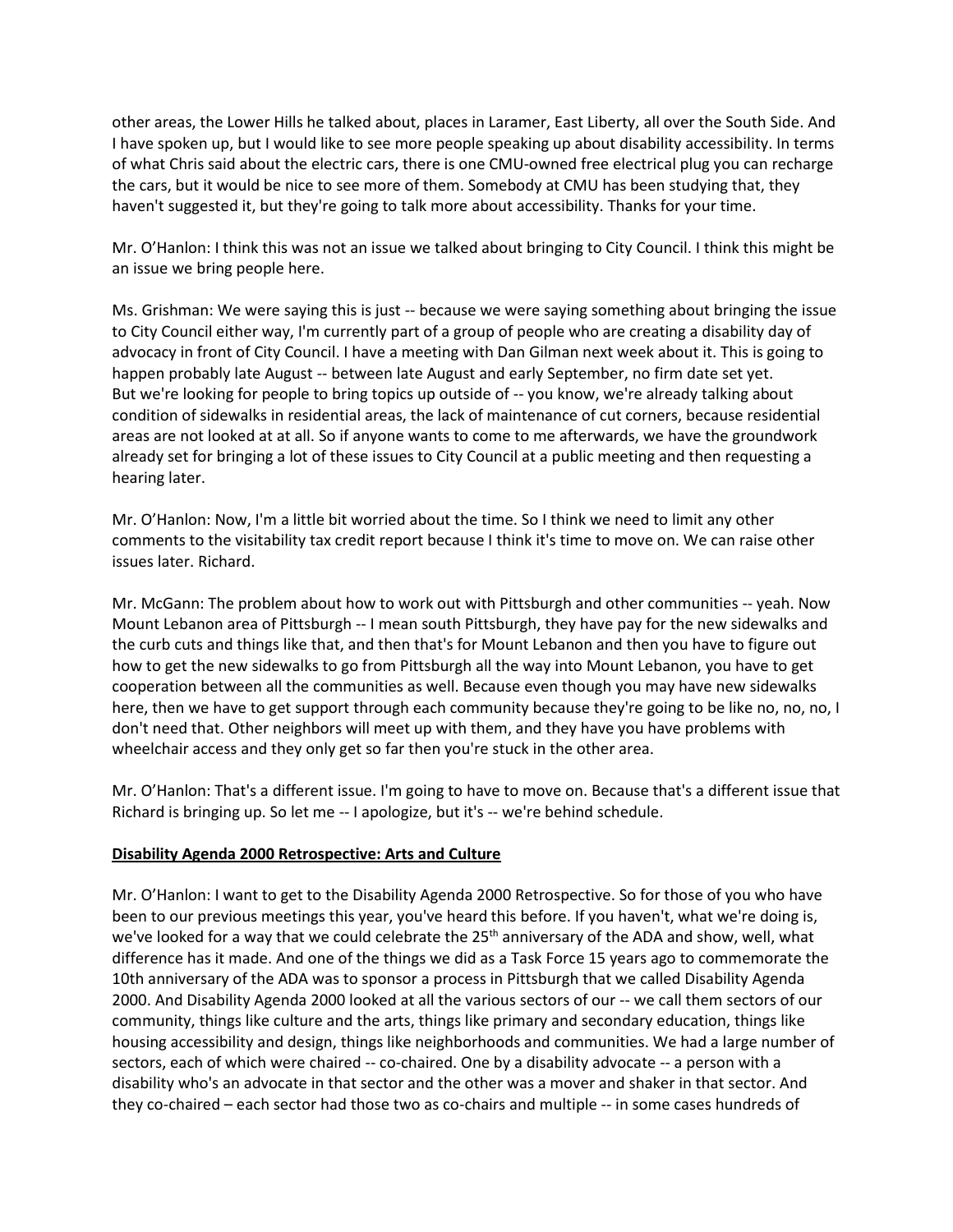other areas, the Lower Hills he talked about, places in Laramer, East Liberty, all over the South Side. And I have spoken up, but I would like to see more people speaking up about disability accessibility. In terms of what Chris said about the electric cars, there is one CMU-owned free electrical plug you can recharge the cars, but it would be nice to see more of them. Somebody at CMU has been studying that, they haven't suggested it, but they're going to talk more about accessibility. Thanks for your time.

Mr. O'Hanlon: I think this was not an issue we talked about bringing to City Council. I think this might be an issue we bring people here.

Ms. Grishman: We were saying this is just -- because we were saying something about bringing the issue to City Council either way, I'm currently part of a group of people who are creating a disability day of advocacy in front of City Council. I have a meeting with Dan Gilman next week about it. This is going to happen probably late August -- between late August and early September, no firm date set yet. But we're looking for people to bring topics up outside of -- you know, we're already talking about condition of sidewalks in residential areas, the lack of maintenance of cut corners, because residential areas are not looked at at all. So if anyone wants to come to me afterwards, we have the groundwork already set for bringing a lot of these issues to City Council at a public meeting and then requesting a hearing later.

Mr. O'Hanlon: Now, I'm a little bit worried about the time. So I think we need to limit any other comments to the visitability tax credit report because I think it's time to move on. We can raise other issues later. Richard.

Mr. McGann: The problem about how to work out with Pittsburgh and other communities -- yeah. Now Mount Lebanon area of Pittsburgh -- I mean south Pittsburgh, they have pay for the new sidewalks and the curb cuts and things like that, and then that's for Mount Lebanon and then you have to figure out how to get the new sidewalks to go from Pittsburgh all the way into Mount Lebanon, you have to get cooperation between all the communities as well. Because even though you may have new sidewalks here, then we have to get support through each community because they're going to be like no, no, no, I don't need that. Other neighbors will meet up with them, and they have you have problems with wheelchair access and they only get so far then you're stuck in the other area.

Mr. O'Hanlon: That's a different issue. I'm going to have to move on. Because that's a different issue that Richard is bringing up. So let me -- I apologize, but it's -- we're behind schedule.

**Disability Agenda 2000 Retrospective: Arts and Culture**

Mr. O'Hanlon: I want to get to the Disability Agenda 2000 Retrospective. So for those of you who have been to our previous meetings this year, you've heard this before. If you haven't, what we're doing is, we've looked for a way that we could celebrate the 25th anniversary of the ADA and show, well, what difference has it made. And one of the things we did as a Task Force 15 years ago to commemorate the 10th anniversary of the ADA was to sponsor a process in Pittsburgh that we called Disability Agenda 2000. And Disability Agenda 2000 looked at all the various sectors of our -- we call them sectors of our community, things like culture and the arts, things like primary and secondary education, things like housing accessibility and design, things like neighborhoods and communities. We had a large number of sectors, each of which were chaired -- co-chaired. One by a disability advocate -- a person with a disability who's an advocate in that sector and the other was a mover and shaker in that sector. And they co-chaired – each sector had those two as co-chairs and multiple -- in some cases hundreds of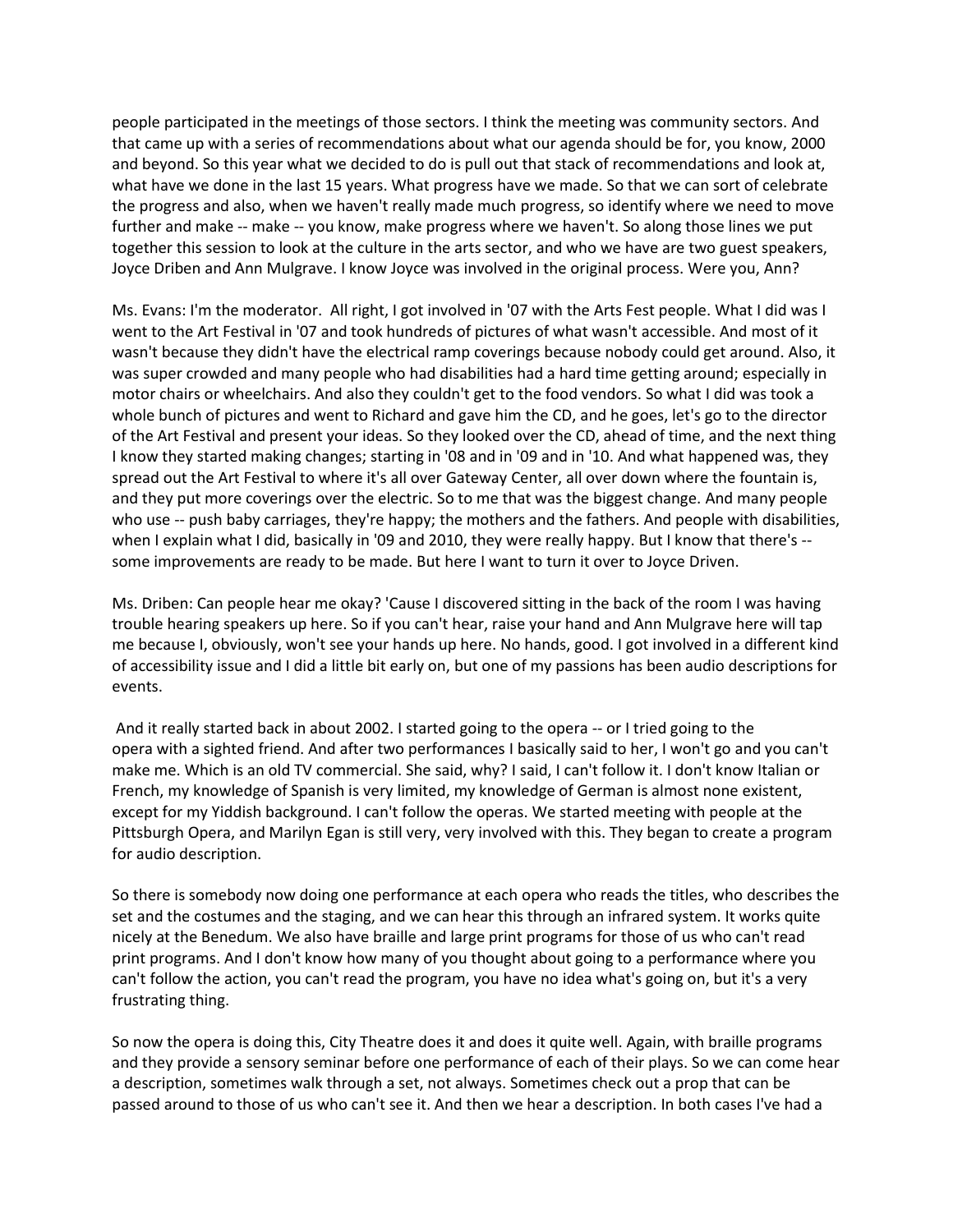people participated in the meetings of those sectors. I think the meeting was community sectors. And that came up with a series of recommendations about what our agenda should be for, you know, 2000 and beyond. So this year what we decided to do is pull out that stack of recommendations and look at, what have we done in the last 15 years. What progress have we made. So that we can sort of celebrate the progress and also, when we haven't really made much progress, so identify where we need to move further and make -- make -- you know, make progress where we haven't. So along those lines we put together this session to look at the culture in the arts sector, and who we have are two guest speakers, Joyce Driben and Ann Mulgrave. I know Joyce was involved in the original process. Were you, Ann?

Ms. Evans: I'm the moderator. All right, I got involved in '07 with the Arts Fest people. What I did was I went to the Art Festival in '07 and took hundreds of pictures of what wasn't accessible. And most of it wasn't because they didn't have the electrical ramp coverings because nobody could get around. Also, it was super crowded and many people who had disabilities had a hard time getting around; especially in motor chairs or wheelchairs. And also they couldn't get to the food vendors. So what I did was took a whole bunch of pictures and went to Richard and gave him the CD, and he goes, let's go to the director of the Art Festival and present your ideas. So they looked over the CD, ahead of time, and the next thing I know they started making changes; starting in '08 and in '09 and in '10. And what happened was, they spread out the Art Festival to where it's all over Gateway Center, all over down where the fountain is, and they put more coverings over the electric. So to me that was the biggest change. And many people who use -- push baby carriages, they're happy; the mothers and the fathers. And people with disabilities, when I explain what I did, basically in '09 and 2010, they were really happy. But I know that there's -- some improvements are ready to be made. But here I want to turn it over to Joyce Driven.

Ms. Driben: Can people hear me okay? 'Cause I discovered sitting in the back of the room I was having trouble hearing speakers up here. So if you can't hear, raise your hand and Ann Mulgrave here will tap me because I, obviously, won't see your hands up here. No hands, good. I got involved in a different kind of accessibility issue and I did a little bit early on, but one of my passions has been audio descriptions for events.

And it really started back in about 2002. I started going to the opera -- or I tried going to the opera with a sighted friend. And after two performances I basically said to her, I won't go and you can't make me. Which is an old TV commercial. She said, why? I said, I can't follow it. I don't know Italian or French, my knowledge of Spanish is very limited, my knowledge of German is almost none existent, except for my Yiddish background. I can't follow the operas. We started meeting with people at the Pittsburgh Opera, and Marilyn Egan is still very, very involved with this. They began to create a program for audio description.

So there is somebody now doing one performance at each opera who reads the titles, who describes the set and the costumes and the staging, and we can hear this through an infrared system. It works quite nicely at the Benedum. We also have braille and large print programs for those of us who can't read print programs. And I don't know how many of you thought about going to a performance where you can't follow the action, you can't read the program, you have no idea what's going on, but it's a very frustrating thing.

So now the opera is doing this, City Theatre does it and does it quite well. Again, with braille programs and they provide a sensory seminar before one performance of each of their plays. So we can come hear a description, sometimes walk through a set, not always. Sometimes check out a prop that can be passed around to those of us who can't see it. And then we hear a description. In both cases I've had a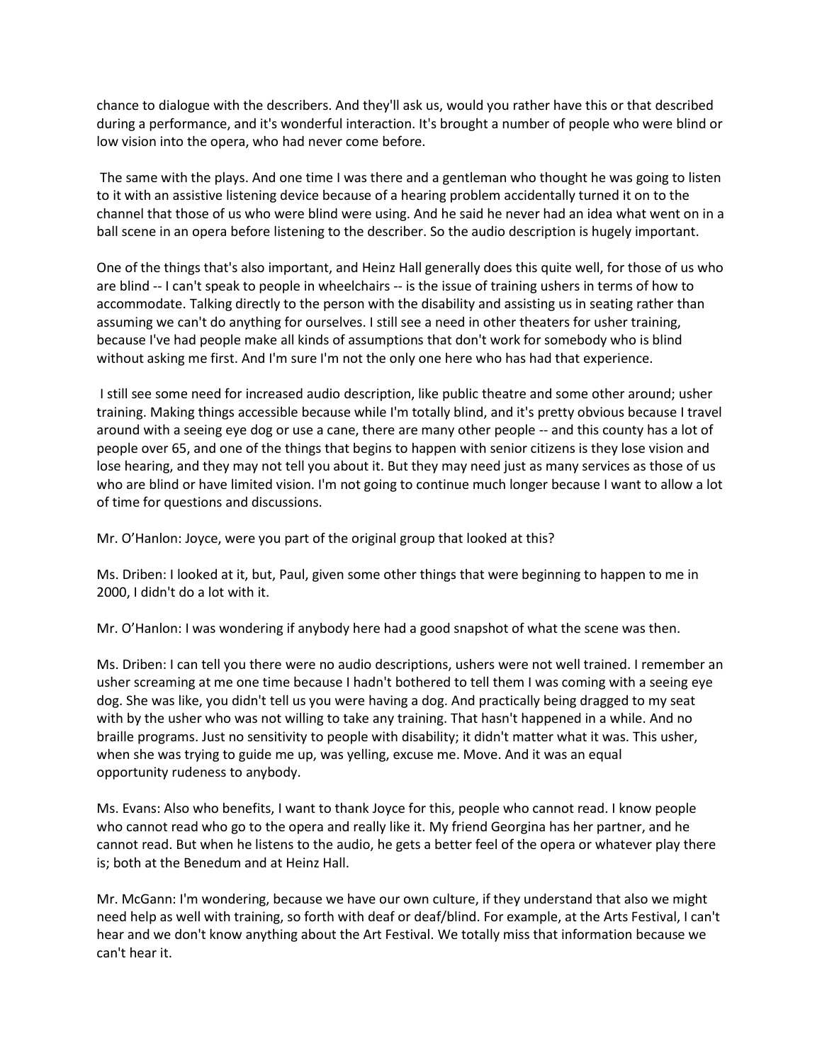chance to dialogue with the describers. And they'll ask us, would you rather have this or that described during a performance, and it's wonderful interaction. It's brought a number of people who were blind or low vision into the opera, who had never come before.

The same with the plays. And one time I was there and a gentleman who thought he was going to listen to it with an assistive listening device because of a hearing problem accidentally turned it on to the channel that those of us who were blind were using. And he said he never had an idea what went on in a ball scene in an opera before listening to the describer. So the audio description is hugely important.

One of the things that's also important, and Heinz Hall generally does this quite well, for those of us who are blind -- I can't speak to people in wheelchairs -- is the issue of training ushers in terms of how to accommodate. Talking directly to the person with the disability and assisting us in seating rather than assuming we can't do anything for ourselves. I still see a need in other theaters for usher training, because I've had people make all kinds of assumptions that don't work for somebody who is blind without asking me first. And I'm sure I'm not the only one here who has had that experience.

I still see some need for increased audio description, like public theatre and some other around; usher training. Making things accessible because while I'm totally blind, and it's pretty obvious because I travel around with a seeing eye dog or use a cane, there are many other people -- and this county has a lot of people over 65, and one of the things that begins to happen with senior citizens is they lose vision and lose hearing, and they may not tell you about it. But they may need just as many services as those of us who are blind or have limited vision. I'm not going to continue much longer because I want to allow a lot of time for questions and discussions.

Mr. O'Hanlon: Joyce, were you part of the original group that looked at this?

Ms. Driben: I looked at it, but, Paul, given some other things that were beginning to happen to me in 2000, I didn't do a lot with it.

Mr. O'Hanlon: I was wondering if anybody here had a good snapshot of what the scene was then.

Ms. Driben: I can tell you there were no audio descriptions, ushers were not well trained. I remember an usher screaming at me one time because I hadn't bothered to tell them I was coming with a seeing eye dog. She was like, you didn't tell us you were having a dog. And practically being dragged to my seat with by the usher who was not willing to take any training. That hasn't happened in a while. And no braille programs. Just no sensitivity to people with disability; it didn't matter what it was. This usher, when she was trying to guide me up, was yelling, excuse me. Move. And it was an equal opportunity rudeness to anybody.

Ms. Evans: Also who benefits, I want to thank Joyce for this, people who cannot read. I know people who cannot read who go to the opera and really like it. My friend Georgina has her partner, and he cannot read. But when he listens to the audio, he gets a better feel of the opera or whatever play there is; both at the Benedum and at Heinz Hall.

Mr. McGann: I'm wondering, because we have our own culture, if they understand that also we might need help as well with training, so forth with deaf or deaf/blind. For example, at the Arts Festival, I can't hear and we don't know anything about the Art Festival. We totally miss that information because we can't hear it.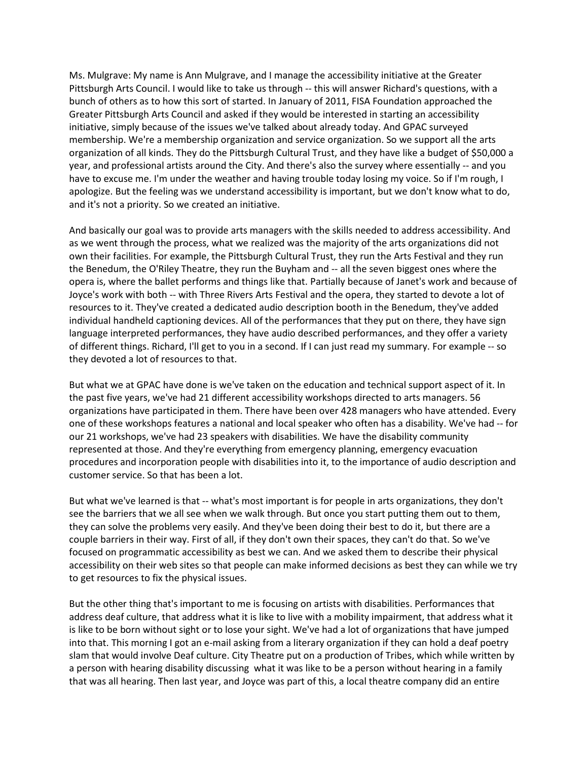Ms. Mulgrave: My name is Ann Mulgrave, and I manage the accessibility initiative at the Greater Pittsburgh Arts Council. I would like to take us through -- this will answer Richard's questions, with a bunch of others as to how this sort of started. In January of 2011, FISA Foundation approached the Greater Pittsburgh Arts Council and asked if they would be interested in starting an accessibility initiative, simply because of the issues we've talked about already today. And GPAC surveyed membership. We're a membership organization and service organization. So we support all the arts organization of all kinds. They do the Pittsburgh Cultural Trust, and they have like a budget of $50,000 a year, and professional artists around the City. And there's also the survey where essentially -- and you have to excuse me. I'm under the weather and having trouble today losing my voice. So if I'm rough, I apologize. But the feeling was we understand accessibility is important, but we don't know what to do, and it's not a priority. So we created an initiative.

And basically our goal was to provide arts managers with the skills needed to address accessibility. And as we went through the process, what we realized was the majority of the arts organizations did not own their facilities. For example, the Pittsburgh Cultural Trust, they run the Arts Festival and they run the Benedum, the O'Riley Theatre, they run the Buyham and -- all the seven biggest ones where the opera is, where the ballet performs and things like that. Partially because of Janet's work and because of Joyce's work with both -- with Three Rivers Arts Festival and the opera, they started to devote a lot of resources to it. They've created a dedicated audio description booth in the Benedum, they've added individual handheld captioning devices. All of the performances that they put on there, they have sign language interpreted performances, they have audio described performances, and they offer a variety of different things. Richard, I'll get to you in a second. If I can just read my summary. For example -- so they devoted a lot of resources to that.

But what we at GPAC have done is we've taken on the education and technical support aspect of it. In the past five years, we've had 21 different accessibility workshops directed to arts managers. 56 organizations have participated in them. There have been over 428 managers who have attended. Every one of these workshops features a national and local speaker who often has a disability. We've had -- for our 21 workshops, we've had 23 speakers with disabilities. We have the disability community represented at those. And they're everything from emergency planning, emergency evacuation procedures and incorporation people with disabilities into it, to the importance of audio description and customer service. So that has been a lot.

But what we've learned is that -- what's most important is for people in arts organizations, they don't see the barriers that we all see when we walk through. But once you start putting them out to them, they can solve the problems very easily. And they've been doing their best to do it, but there are a couple barriers in their way. First of all, if they don't own their spaces, they can't do that. So we've focused on programmatic accessibility as best we can. And we asked them to describe their physical accessibility on their web sites so that people can make informed decisions as best they can while we try to get resources to fix the physical issues.

But the other thing that's important to me is focusing on artists with disabilities. Performances that address deaf culture, that address what it is like to live with a mobility impairment, that address what it is like to be born without sight or to lose your sight. We've had a lot of organizations that have jumped into that. This morning I got an e-mail asking from a literary organization if they can hold a deaf poetry slam that would involve Deaf culture. City Theatre put on a production of Tribes, which while written by a person with hearing disability discussing what it was like to be a person without hearing in a family that was all hearing. Then last year, and Joyce was part of this, a local theatre company did an entire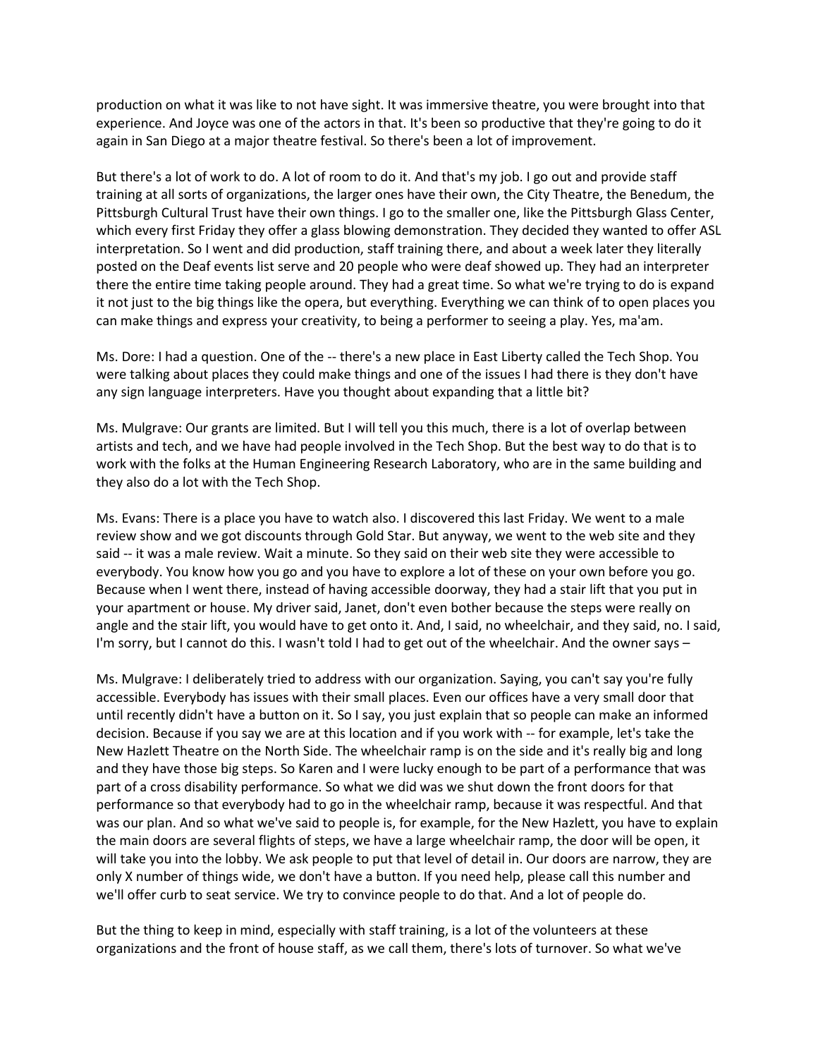production on what it was like to not have sight. It was immersive theatre, you were brought into that experience. And Joyce was one of the actors in that. It's been so productive that they're going to do it again in San Diego at a major theatre festival. So there's been a lot of improvement.

But there's a lot of work to do. A lot of room to do it. And that's my job. I go out and provide staff training at all sorts of organizations, the larger ones have their own, the City Theatre, the Benedum, the Pittsburgh Cultural Trust have their own things. I go to the smaller one, like the Pittsburgh Glass Center, which every first Friday they offer a glass blowing demonstration. They decided they wanted to offer ASL interpretation. So I went and did production, staff training there, and about a week later they literally posted on the Deaf events list serve and 20 people who were deaf showed up. They had an interpreter there the entire time taking people around. They had a great time. So what we're trying to do is expand it not just to the big things like the opera, but everything. Everything we can think of to open places you can make things and express your creativity, to being a performer to seeing a play. Yes, ma'am.

Ms. Dore: I had a question. One of the -- there's a new place in East Liberty called the Tech Shop. You were talking about places they could make things and one of the issues I had there is they don't have any sign language interpreters. Have you thought about expanding that a little bit?

Ms. Mulgrave: Our grants are limited. But I will tell you this much, there is a lot of overlap between artists and tech, and we have had people involved in the Tech Shop. But the best way to do that is to work with the folks at the Human Engineering Research Laboratory, who are in the same building and they also do a lot with the Tech Shop.

Ms. Evans: There is a place you have to watch also. I discovered this last Friday. We went to a male review show and we got discounts through Gold Star. But anyway, we went to the web site and they said -- it was a male review. Wait a minute. So they said on their web site they were accessible to everybody. You know how you go and you have to explore a lot of these on your own before you go. Because when I went there, instead of having accessible doorway, they had a stair lift that you put in your apartment or house. My driver said, Janet, don't even bother because the steps were really on angle and the stair lift, you would have to get onto it. And, I said, no wheelchair, and they said, no. I said, I'm sorry, but I cannot do this. I wasn't told I had to get out of the wheelchair. And the owner says –

Ms. Mulgrave: I deliberately tried to address with our organization. Saying, you can't say you're fully accessible. Everybody has issues with their small places. Even our offices have a very small door that until recently didn't have a button on it. So I say, you just explain that so people can make an informed decision. Because if you say we are at this location and if you work with -- for example, let's take the New Hazlett Theatre on the North Side. The wheelchair ramp is on the side and it's really big and long and they have those big steps. So Karen and I were lucky enough to be part of a performance that was part of a cross disability performance. So what we did was we shut down the front doors for that performance so that everybody had to go in the wheelchair ramp, because it was respectful. And that was our plan. And so what we've said to people is, for example, for the New Hazlett, you have to explain the main doors are several flights of steps, we have a large wheelchair ramp, the door will be open, it will take you into the lobby. We ask people to put that level of detail in. Our doors are narrow, they are only X number of things wide, we don't have a button. If you need help, please call this number and we'll offer curb to seat service. We try to convince people to do that. And a lot of people do.

But the thing to keep in mind, especially with staff training, is a lot of the volunteers at these organizations and the front of house staff, as we call them, there's lots of turnover. So what we've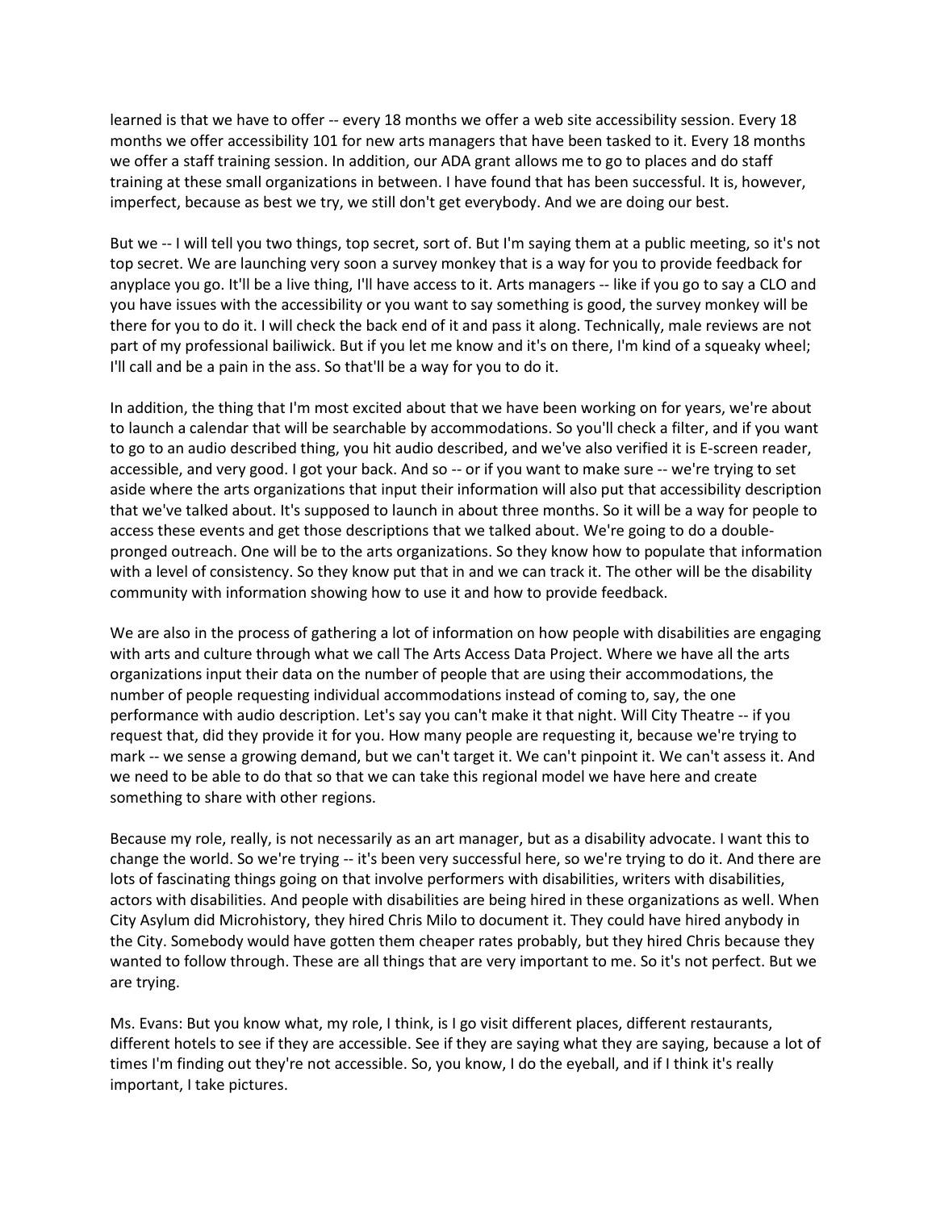learned is that we have to offer -- every 18 months we offer a web site accessibility session. Every 18 months we offer accessibility 101 for new arts managers that have been tasked to it. Every 18 months we offer a staff training session. In addition, our ADA grant allows me to go to places and do staff training at these small organizations in between. I have found that has been successful. It is, however, imperfect, because as best we try, we still don't get everybody. And we are doing our best.

But we -- I will tell you two things, top secret, sort of. But I'm saying them at a public meeting, so it's not top secret. We are launching very soon a survey monkey that is a way for you to provide feedback for anyplace you go. It'll be a live thing, I'll have access to it. Arts managers -- like if you go to say a CLO and you have issues with the accessibility or you want to say something is good, the survey monkey will be there for you to do it. I will check the back end of it and pass it along. Technically, male reviews are not part of my professional bailiwick. But if you let me know and it's on there, I'm kind of a squeaky wheel; I'll call and be a pain in the ass. So that'll be a way for you to do it.

In addition, the thing that I'm most excited about that we have been working on for years, we're about to launch a calendar that will be searchable by accommodations. So you'll check a filter, and if you want to go to an audio described thing, you hit audio described, and we've also verified it is E-screen reader, accessible, and very good. I got your back. And so -- or if you want to make sure -- we're trying to set aside where the arts organizations that input their information will also put that accessibility description that we've talked about. It's supposed to launch in about three months. So it will be a way for people to access these events and get those descriptions that we talked about. We're going to do a double-pronged outreach. One will be to the arts organizations. So they know how to populate that information with a level of consistency. So they know put that in and we can track it. The other will be the disability community with information showing how to use it and how to provide feedback.

We are also in the process of gathering a lot of information on how people with disabilities are engaging with arts and culture through what we call The Arts Access Data Project. Where we have all the arts organizations input their data on the number of people that are using their accommodations, the number of people requesting individual accommodations instead of coming to, say, the one performance with audio description. Let's say you can't make it that night. Will City Theatre -- if you request that, did they provide it for you. How many people are requesting it, because we're trying to mark -- we sense a growing demand, but we can't target it. We can't pinpoint it. We can't assess it. And we need to be able to do that so that we can take this regional model we have here and create something to share with other regions.

Because my role, really, is not necessarily as an art manager, but as a disability advocate. I want this to change the world. So we're trying -- it's been very successful here, so we're trying to do it. And there are lots of fascinating things going on that involve performers with disabilities, writers with disabilities, actors with disabilities. And people with disabilities are being hired in these organizations as well. When City Asylum did Microhistory, they hired Chris Milo to document it. They could have hired anybody in the City. Somebody would have gotten them cheaper rates probably, but they hired Chris because they wanted to follow through. These are all things that are very important to me. So it's not perfect. But we are trying.

Ms. Evans: But you know what, my role, I think, is I go visit different places, different restaurants, different hotels to see if they are accessible. See if they are saying what they are saying, because a lot of times I'm finding out they're not accessible. So, you know, I do the eyeball, and if I think it's really important, I take pictures.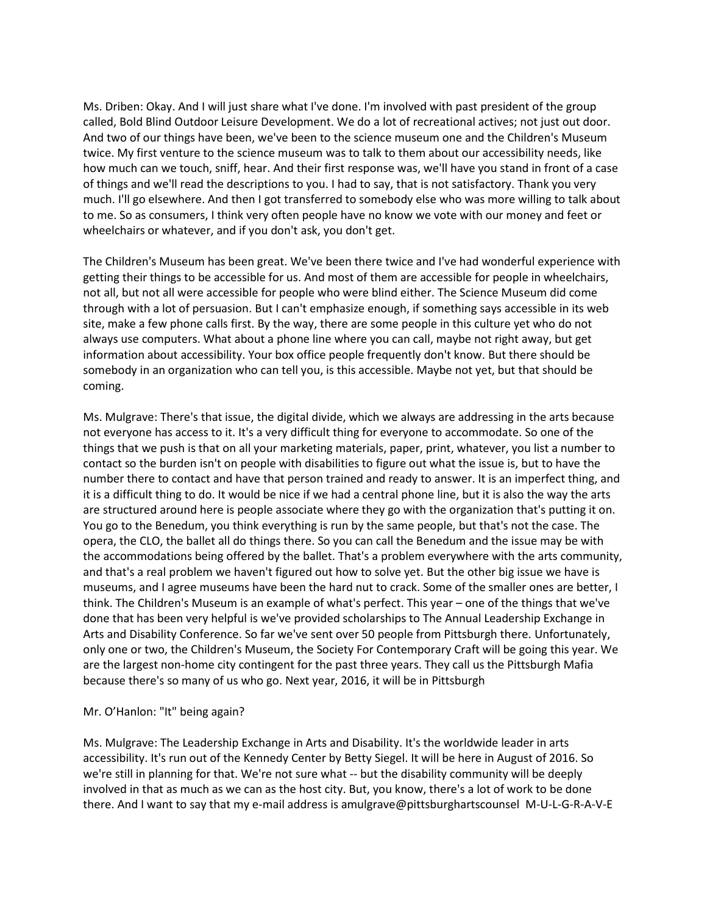Ms. Driben: Okay. And I will just share what I've done. I'm involved with past president of the group called, Bold Blind Outdoor Leisure Development. We do a lot of recreational actives; not just out door. And two of our things have been, we've been to the science museum one and the Children's Museum twice. My first venture to the science museum was to talk to them about our accessibility needs, like how much can we touch, sniff, hear. And their first response was, we'll have you stand in front of a case of things and we'll read the descriptions to you. I had to say, that is not satisfactory. Thank you very much. I'll go elsewhere. And then I got transferred to somebody else who was more willing to talk about to me. So as consumers, I think very often people have no know we vote with our money and feet or wheelchairs or whatever, and if you don't ask, you don't get.

The Children's Museum has been great. We've been there twice and I've had wonderful experience with getting their things to be accessible for us. And most of them are accessible for people in wheelchairs, not all, but not all were accessible for people who were blind either. The Science Museum did come through with a lot of persuasion. But I can't emphasize enough, if something says accessible in its web site, make a few phone calls first. By the way, there are some people in this culture yet who do not always use computers. What about a phone line where you can call, maybe not right away, but get information about accessibility. Your box office people frequently don't know. But there should be somebody in an organization who can tell you, is this accessible. Maybe not yet, but that should be coming.

Ms. Mulgrave: There's that issue, the digital divide, which we always are addressing in the arts because not everyone has access to it. It's a very difficult thing for everyone to accommodate. So one of the things that we push is that on all your marketing materials, paper, print, whatever, you list a number to contact so the burden isn't on people with disabilities to figure out what the issue is, but to have the number there to contact and have that person trained and ready to answer. It is an imperfect thing, and it is a difficult thing to do. It would be nice if we had a central phone line, but it is also the way the arts are structured around here is people associate where they go with the organization that's putting it on. You go to the Benedum, you think everything is run by the same people, but that's not the case. The opera, the CLO, the ballet all do things there. So you can call the Benedum and the issue may be with the accommodations being offered by the ballet. That's a problem everywhere with the arts community, and that's a real problem we haven't figured out how to solve yet. But the other big issue we have is museums, and I agree museums have been the hard nut to crack. Some of the smaller ones are better, I think. The Children's Museum is an example of what's perfect. This year – one of the things that we've done that has been very helpful is we've provided scholarships to The Annual Leadership Exchange in Arts and Disability Conference. So far we've sent over 50 people from Pittsburgh there. Unfortunately, only one or two, the Children's Museum, the Society For Contemporary Craft will be going this year. We are the largest non-home city contingent for the past three years. They call us the Pittsburgh Mafia because there's so many of us who go. Next year, 2016, it will be in Pittsburgh

Mr. O'Hanlon: "It" being again?

Ms. Mulgrave: The Leadership Exchange in Arts and Disability. It's the worldwide leader in arts accessibility. It's run out of the Kennedy Center by Betty Siegel. It will be here in August of 2016. So we're still in planning for that. We're not sure what -- but the disability community will be deeply involved in that as much as we can as the host city. But, you know, there's a lot of work to be done there. And I want to say that my e-mail address is amulgrave@pittsburghartscounsel M-U-L-G-R-A-V-E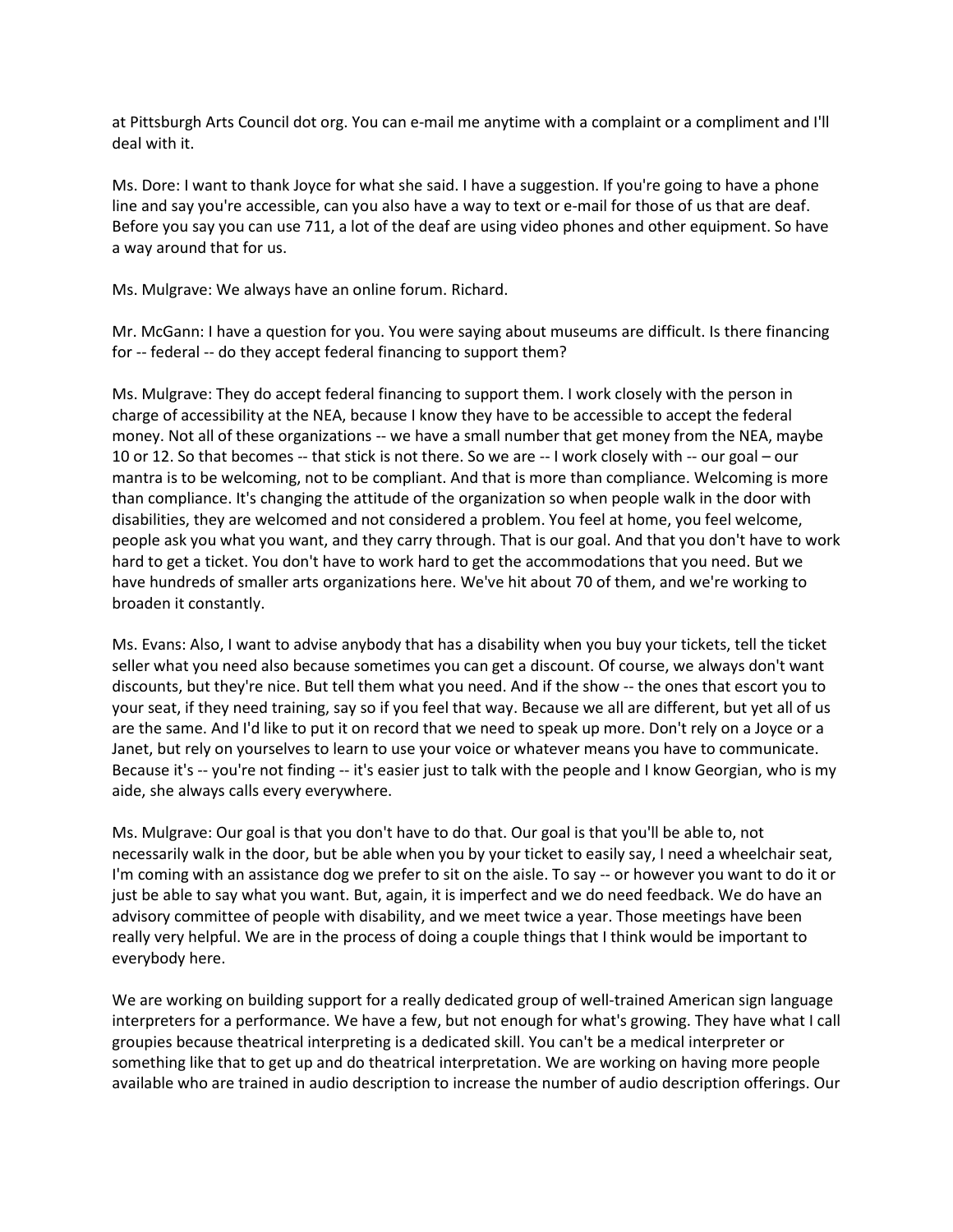at Pittsburgh Arts Council dot org. You can e-mail me anytime with a complaint or a compliment and I'll deal with it.

Ms. Dore: I want to thank Joyce for what she said. I have a suggestion. If you're going to have a phone line and say you're accessible, can you also have a way to text or e-mail for those of us that are deaf. Before you say you can use 711, a lot of the deaf are using video phones and other equipment. So have a way around that for us.

Ms. Mulgrave: We always have an online forum. Richard.

Mr. McGann: I have a question for you. You were saying about museums are difficult. Is there financing for -- federal -- do they accept federal financing to support them?

Ms. Mulgrave: They do accept federal financing to support them. I work closely with the person in charge of accessibility at the NEA, because I know they have to be accessible to accept the federal money. Not all of these organizations -- we have a small number that get money from the NEA, maybe 10 or 12. So that becomes -- that stick is not there. So we are -- I work closely with -- our goal – our mantra is to be welcoming, not to be compliant. And that is more than compliance. Welcoming is more than compliance. It's changing the attitude of the organization so when people walk in the door with disabilities, they are welcomed and not considered a problem. You feel at home, you feel welcome, people ask you what you want, and they carry through. That is our goal. And that you don't have to work hard to get a ticket. You don't have to work hard to get the accommodations that you need. But we have hundreds of smaller arts organizations here. We've hit about 70 of them, and we're working to broaden it constantly.

Ms. Evans: Also, I want to advise anybody that has a disability when you buy your tickets, tell the ticket seller what you need also because sometimes you can get a discount. Of course, we always don't want discounts, but they're nice. But tell them what you need. And if the show -- the ones that escort you to your seat, if they need training, say so if you feel that way. Because we all are different, but yet all of us are the same. And I'd like to put it on record that we need to speak up more. Don't rely on a Joyce or a Janet, but rely on yourselves to learn to use your voice or whatever means you have to communicate. Because it's -- you're not finding -- it's easier just to talk with the people and I know Georgian, who is my aide, she always calls every everywhere.

Ms. Mulgrave: Our goal is that you don't have to do that. Our goal is that you'll be able to, not necessarily walk in the door, but be able when you by your ticket to easily say, I need a wheelchair seat, I'm coming with an assistance dog we prefer to sit on the aisle. To say -- or however you want to do it or just be able to say what you want. But, again, it is imperfect and we do need feedback. We do have an advisory committee of people with disability, and we meet twice a year. Those meetings have been really very helpful. We are in the process of doing a couple things that I think would be important to everybody here.

We are working on building support for a really dedicated group of well-trained American sign language interpreters for a performance. We have a few, but not enough for what's growing. They have what I call groupies because theatrical interpreting is a dedicated skill. You can't be a medical interpreter or something like that to get up and do theatrical interpretation. We are working on having more people available who are trained in audio description to increase the number of audio description offerings. Our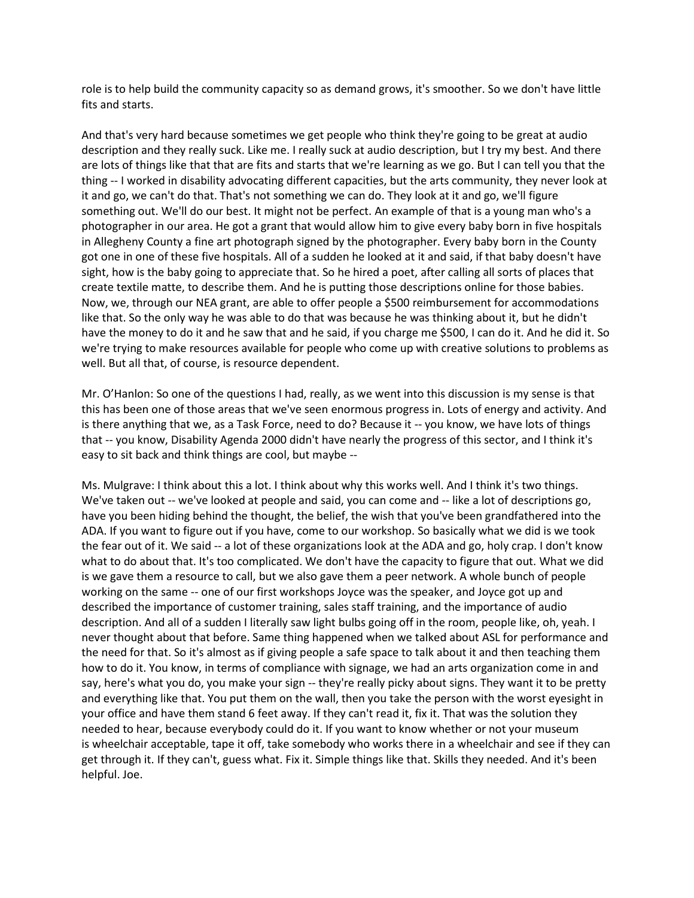role is to help build the community capacity so as demand grows, it's smoother. So we don't have little fits and starts.

And that's very hard because sometimes we get people who think they're going to be great at audio description and they really suck. Like me. I really suck at audio description, but I try my best. And there are lots of things like that that are fits and starts that we're learning as we go. But I can tell you that the thing -- I worked in disability advocating different capacities, but the arts community, they never look at it and go, we can't do that. That's not something we can do. They look at it and go, we'll figure something out. We'll do our best. It might not be perfect. An example of that is a young man who's a photographer in our area. He got a grant that would allow him to give every baby born in five hospitals in Allegheny County a fine art photograph signed by the photographer. Every baby born in the County got one in one of these five hospitals. All of a sudden he looked at it and said, if that baby doesn't have sight, how is the baby going to appreciate that. So he hired a poet, after calling all sorts of places that create textile matte, to describe them. And he is putting those descriptions online for those babies. Now, we, through our NEA grant, are able to offer people a $500 reimbursement for accommodations like that. So the only way he was able to do that was because he was thinking about it, but he didn't have the money to do it and he saw that and he said, if you charge me $500, I can do it. And he did it. So we're trying to make resources available for people who come up with creative solutions to problems as well. But all that, of course, is resource dependent.

Mr. O'Hanlon: So one of the questions I had, really, as we went into this discussion is my sense is that this has been one of those areas that we've seen enormous progress in. Lots of energy and activity. And is there anything that we, as a Task Force, need to do? Because it -- you know, we have lots of things that -- you know, Disability Agenda 2000 didn't have nearly the progress of this sector, and I think it's easy to sit back and think things are cool, but maybe --

Ms. Mulgrave: I think about this a lot. I think about why this works well. And I think it's two things. We've taken out -- we've looked at people and said, you can come and -- like a lot of descriptions go, have you been hiding behind the thought, the belief, the wish that you've been grandfathered into the ADA. If you want to figure out if you have, come to our workshop. So basically what we did is we took the fear out of it. We said -- a lot of these organizations look at the ADA and go, holy crap. I don't know what to do about that. It's too complicated. We don't have the capacity to figure that out. What we did is we gave them a resource to call, but we also gave them a peer network. A whole bunch of people working on the same -- one of our first workshops Joyce was the speaker, and Joyce got up and described the importance of customer training, sales staff training, and the importance of audio description. And all of a sudden I literally saw light bulbs going off in the room, people like, oh, yeah. I never thought about that before. Same thing happened when we talked about ASL for performance and the need for that. So it's almost as if giving people a safe space to talk about it and then teaching them how to do it. You know, in terms of compliance with signage, we had an arts organization come in and say, here's what you do, you make your sign -- they're really picky about signs. They want it to be pretty and everything like that. You put them on the wall, then you take the person with the worst eyesight in your office and have them stand 6 feet away. If they can't read it, fix it. That was the solution they needed to hear, because everybody could do it. If you want to know whether or not your museum is wheelchair acceptable, tape it off, take somebody who works there in a wheelchair and see if they can get through it. If they can't, guess what. Fix it. Simple things like that. Skills they needed. And it's been helpful. Joe.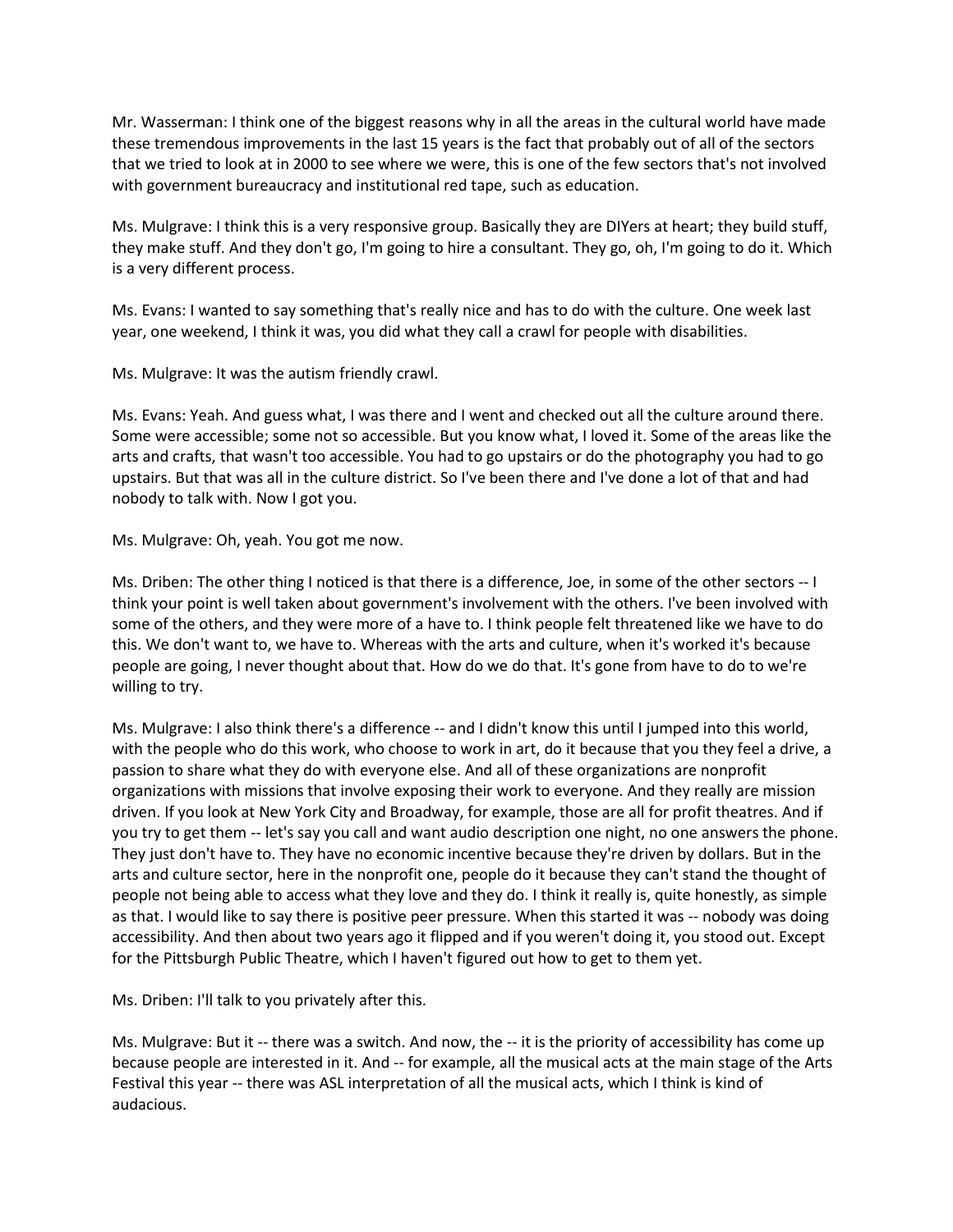Mr. Wasserman: I think one of the biggest reasons why in all the areas in the cultural world have made these tremendous improvements in the last 15 years is the fact that probably out of all of the sectors that we tried to look at in 2000 to see where we were, this is one of the few sectors that's not involved with government bureaucracy and institutional red tape, such as education.

Ms. Mulgrave: I think this is a very responsive group. Basically they are DIYers at heart; they build stuff, they make stuff. And they don't go, I'm going to hire a consultant. They go, oh, I'm going to do it. Which is a very different process.

Ms. Evans: I wanted to say something that's really nice and has to do with the culture. One week last year, one weekend, I think it was, you did what they call a crawl for people with disabilities.

Ms. Mulgrave: It was the autism friendly crawl.

Ms. Evans: Yeah. And guess what, I was there and I went and checked out all the culture around there. Some were accessible; some not so accessible. But you know what, I loved it. Some of the areas like the arts and crafts, that wasn't too accessible. You had to go upstairs or do the photography you had to go upstairs. But that was all in the culture district. So I've been there and I've done a lot of that and had nobody to talk with. Now I got you.

Ms. Mulgrave: Oh, yeah. You got me now.

Ms. Driben: The other thing I noticed is that there is a difference, Joe, in some of the other sectors -- I think your point is well taken about government's involvement with the others. I've been involved with some of the others, and they were more of a have to. I think people felt threatened like we have to do this. We don't want to, we have to. Whereas with the arts and culture, when it's worked it's because people are going, I never thought about that. How do we do that. It's gone from have to do to we're willing to try.

Ms. Mulgrave: I also think there's a difference -- and I didn't know this until I jumped into this world, with the people who do this work, who choose to work in art, do it because that you they feel a drive, a passion to share what they do with everyone else. And all of these organizations are nonprofit organizations with missions that involve exposing their work to everyone. And they really are mission driven. If you look at New York City and Broadway, for example, those are all for profit theatres. And if you try to get them -- let's say you call and want audio description one night, no one answers the phone. They just don't have to. They have no economic incentive because they're driven by dollars. But in the arts and culture sector, here in the nonprofit one, people do it because they can't stand the thought of people not being able to access what they love and they do. I think it really is, quite honestly, as simple as that. I would like to say there is positive peer pressure. When this started it was -- nobody was doing accessibility. And then about two years ago it flipped and if you weren't doing it, you stood out. Except for the Pittsburgh Public Theatre, which I haven't figured out how to get to them yet.

Ms. Driben: I'll talk to you privately after this.

Ms. Mulgrave: But it -- there was a switch. And now, the -- it is the priority of accessibility has come up because people are interested in it. And -- for example, all the musical acts at the main stage of the Arts Festival this year -- there was ASL interpretation of all the musical acts, which I think is kind of audacious.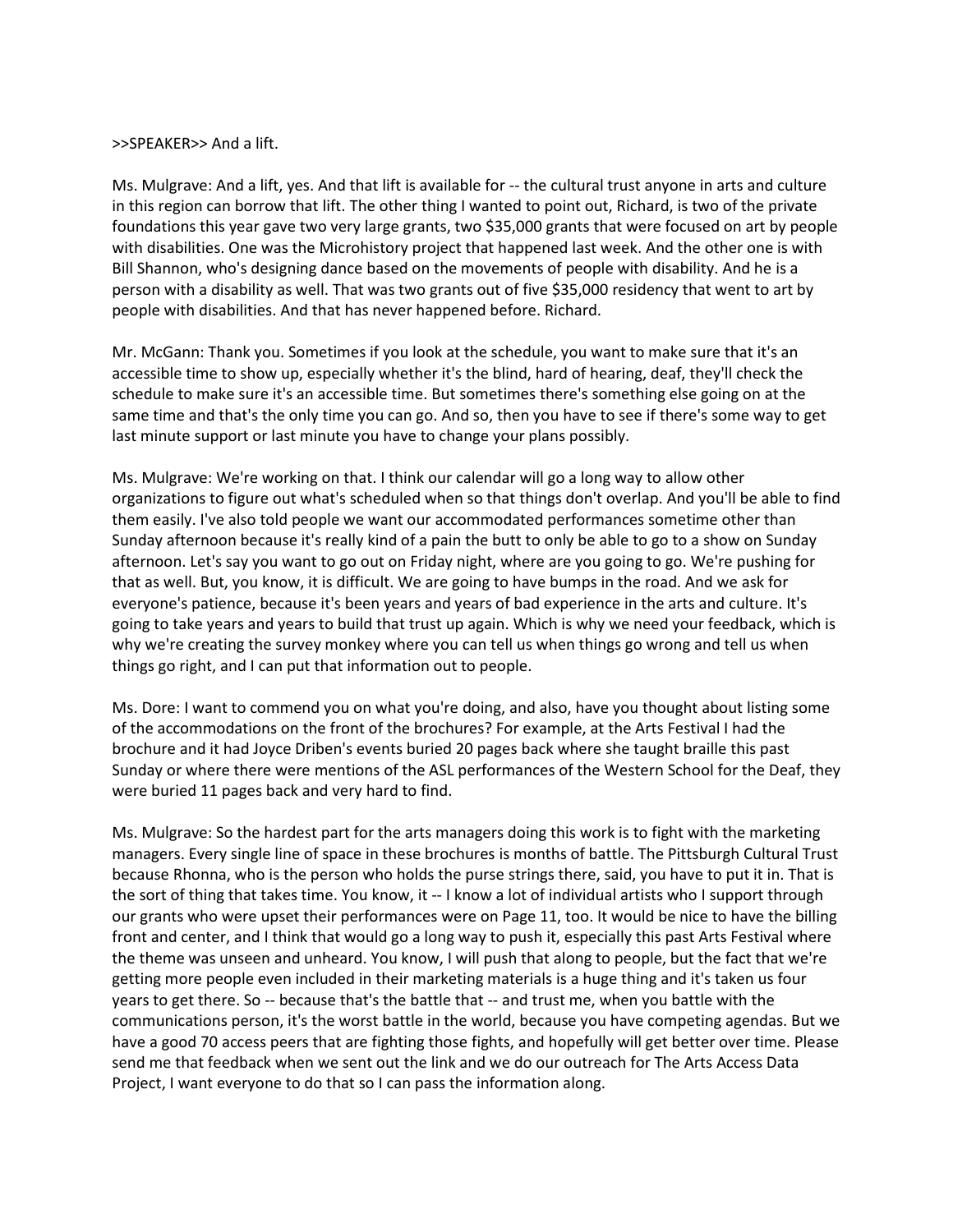>>SPEAKER>> And a lift.

Ms. Mulgrave: And a lift, yes. And that lift is available for -- the cultural trust anyone in arts and culture in this region can borrow that lift. The other thing I wanted to point out, Richard, is two of the private foundations this year gave two very large grants, two $35,000 grants that were focused on art by people with disabilities. One was the Microhistory project that happened last week. And the other one is with Bill Shannon, who's designing dance based on the movements of people with disability. And he is a person with a disability as well. That was two grants out of five $35,000 residency that went to art by people with disabilities. And that has never happened before. Richard.

Mr. McGann: Thank you. Sometimes if you look at the schedule, you want to make sure that it's an accessible time to show up, especially whether it's the blind, hard of hearing, deaf, they'll check the schedule to make sure it's an accessible time. But sometimes there's something else going on at the same time and that's the only time you can go. And so, then you have to see if there's some way to get last minute support or last minute you have to change your plans possibly.

Ms. Mulgrave: We're working on that. I think our calendar will go a long way to allow other organizations to figure out what's scheduled when so that things don't overlap. And you'll be able to find them easily. I've also told people we want our accommodated performances sometime other than Sunday afternoon because it's really kind of a pain the butt to only be able to go to a show on Sunday afternoon. Let's say you want to go out on Friday night, where are you going to go. We're pushing for that as well. But, you know, it is difficult. We are going to have bumps in the road. And we ask for everyone's patience, because it's been years and years of bad experience in the arts and culture. It's going to take years and years to build that trust up again. Which is why we need your feedback, which is why we're creating the survey monkey where you can tell us when things go wrong and tell us when things go right, and I can put that information out to people.

Ms. Dore: I want to commend you on what you're doing, and also, have you thought about listing some of the accommodations on the front of the brochures? For example, at the Arts Festival I had the brochure and it had Joyce Driben's events buried 20 pages back where she taught braille this past Sunday or where there were mentions of the ASL performances of the Western School for the Deaf, they were buried 11 pages back and very hard to find.

Ms. Mulgrave: So the hardest part for the arts managers doing this work is to fight with the marketing managers. Every single line of space in these brochures is months of battle. The Pittsburgh Cultural Trust because Rhonna, who is the person who holds the purse strings there, said, you have to put it in. That is the sort of thing that takes time. You know, it -- I know a lot of individual artists who I support through our grants who were upset their performances were on Page 11, too. It would be nice to have the billing front and center, and I think that would go a long way to push it, especially this past Arts Festival where the theme was unseen and unheard. You know, I will push that along to people, but the fact that we're getting more people even included in their marketing materials is a huge thing and it's taken us four years to get there. So -- because that's the battle that -- and trust me, when you battle with the communications person, it's the worst battle in the world, because you have competing agendas. But we have a good 70 access peers that are fighting those fights, and hopefully will get better over time. Please send me that feedback when we sent out the link and we do our outreach for The Arts Access Data Project, I want everyone to do that so I can pass the information along.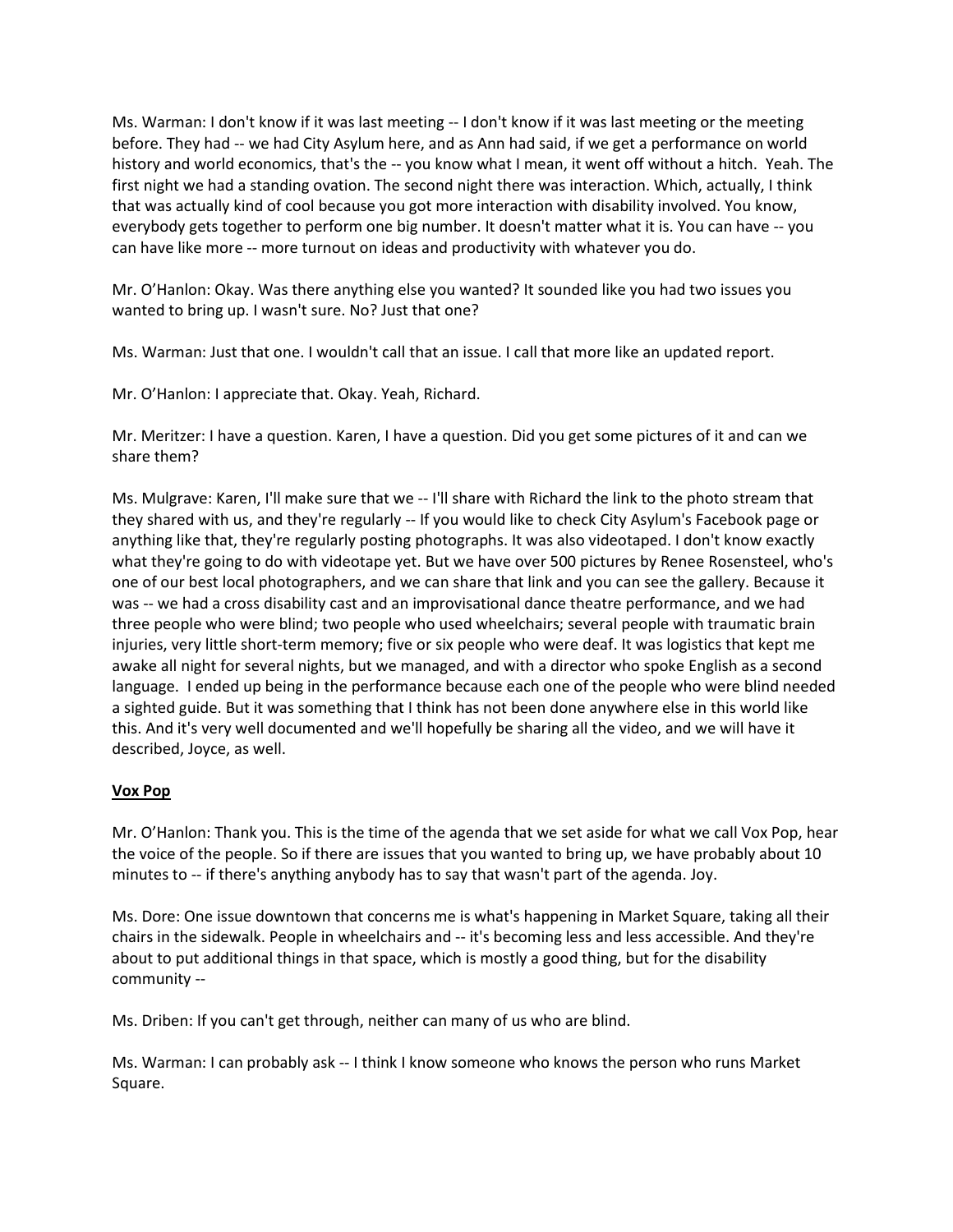Ms. Warman: I don't know if it was last meeting -- I don't know if it was last meeting or the meeting before. They had -- we had City Asylum here, and as Ann had said, if we get a performance on world history and world economics, that's the -- you know what I mean, it went off without a hitch. Yeah. The first night we had a standing ovation. The second night there was interaction. Which, actually, I think that was actually kind of cool because you got more interaction with disability involved. You know, everybody gets together to perform one big number. It doesn't matter what it is. You can have -- you can have like more -- more turnout on ideas and productivity with whatever you do.

Mr. O'Hanlon: Okay. Was there anything else you wanted? It sounded like you had two issues you wanted to bring up. I wasn't sure. No? Just that one?

Ms. Warman: Just that one. I wouldn't call that an issue. I call that more like an updated report.

Mr. O'Hanlon: I appreciate that. Okay. Yeah, Richard.

Mr. Meritzer: I have a question. Karen, I have a question. Did you get some pictures of it and can we share them?

Ms. Mulgrave: Karen, I'll make sure that we -- I'll share with Richard the link to the photo stream that they shared with us, and they're regularly -- If you would like to check City Asylum's Facebook page or anything like that, they're regularly posting photographs. It was also videotaped. I don't know exactly what they're going to do with videotape yet. But we have over 500 pictures by Renee Rosensteel, who's one of our best local photographers, and we can share that link and you can see the gallery. Because it was -- we had a cross disability cast and an improvisational dance theatre performance, and we had three people who were blind; two people who used wheelchairs; several people with traumatic brain injuries, very little short-term memory; five or six people who were deaf. It was logistics that kept me awake all night for several nights, but we managed, and with a director who spoke English as a second language. I ended up being in the performance because each one of the people who were blind needed a sighted guide. But it was something that I think has not been done anywhere else in this world like this. And it's very well documented and we'll hopefully be sharing all the video, and we will have it described, Joyce, as well.

## Vox Pop

Mr. O'Hanlon: Thank you. This is the time of the agenda that we set aside for what we call Vox Pop, hear the voice of the people. So if there are issues that you wanted to bring up, we have probably about 10 minutes to -- if there's anything anybody has to say that wasn't part of the agenda. Joy.

Ms. Dore: One issue downtown that concerns me is what's happening in Market Square, taking all their chairs in the sidewalk. People in wheelchairs and -- it's becoming less and less accessible. And they're about to put additional things in that space, which is mostly a good thing, but for the disability community --

Ms. Driben: If you can't get through, neither can many of us who are blind.

Ms. Warman: I can probably ask -- I think I know someone who knows the person who runs Market Square.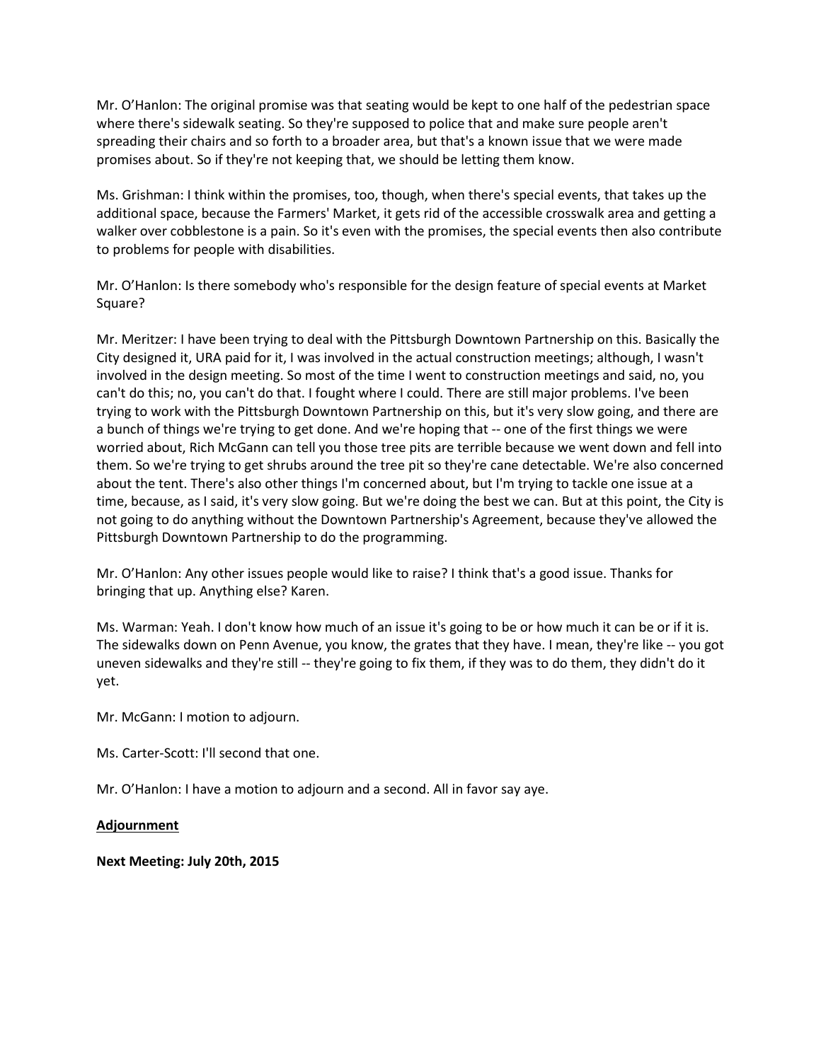Mr. O'Hanlon: The original promise was that seating would be kept to one half of the pedestrian space where there's sidewalk seating. So they're supposed to police that and make sure people aren't spreading their chairs and so forth to a broader area, but that's a known issue that we were made promises about. So if they're not keeping that, we should be letting them know.

Ms. Grishman: I think within the promises, too, though, when there's special events, that takes up the additional space, because the Farmers' Market, it gets rid of the accessible crosswalk area and getting a walker over cobblestone is a pain. So it's even with the promises, the special events then also contribute to problems for people with disabilities.

Mr. O'Hanlon: Is there somebody who's responsible for the design feature of special events at Market Square?

Mr. Meritzer: I have been trying to deal with the Pittsburgh Downtown Partnership on this. Basically the City designed it, URA paid for it, I was involved in the actual construction meetings; although, I wasn't involved in the design meeting. So most of the time I went to construction meetings and said, no, you can't do this; no, you can't do that. I fought where I could. There are still major problems. I've been trying to work with the Pittsburgh Downtown Partnership on this, but it's very slow going, and there are a bunch of things we're trying to get done. And we're hoping that -- one of the first things we were worried about, Rich McGann can tell you those tree pits are terrible because we went down and fell into them. So we're trying to get shrubs around the tree pit so they're cane detectable. We're also concerned about the tent. There's also other things I'm concerned about, but I'm trying to tackle one issue at a time, because, as I said, it's very slow going. But we're doing the best we can. But at this point, the City is not going to do anything without the Downtown Partnership's Agreement, because they've allowed the Pittsburgh Downtown Partnership to do the programming.

Mr. O'Hanlon: Any other issues people would like to raise? I think that's a good issue. Thanks for bringing that up. Anything else? Karen.

Ms. Warman: Yeah. I don't know how much of an issue it's going to be or how much it can be or if it is. The sidewalks down on Penn Avenue, you know, the grates that they have. I mean, they're like -- you got uneven sidewalks and they're still -- they're going to fix them, if they was to do them, they didn't do it yet.

Mr. McGann: I motion to adjourn.

Ms. Carter-Scott: I'll second that one.

Mr. O'Hanlon: I have a motion to adjourn and a second. All in favor say aye.

**Adjournment**

**Next Meeting: July 20th, 2015**